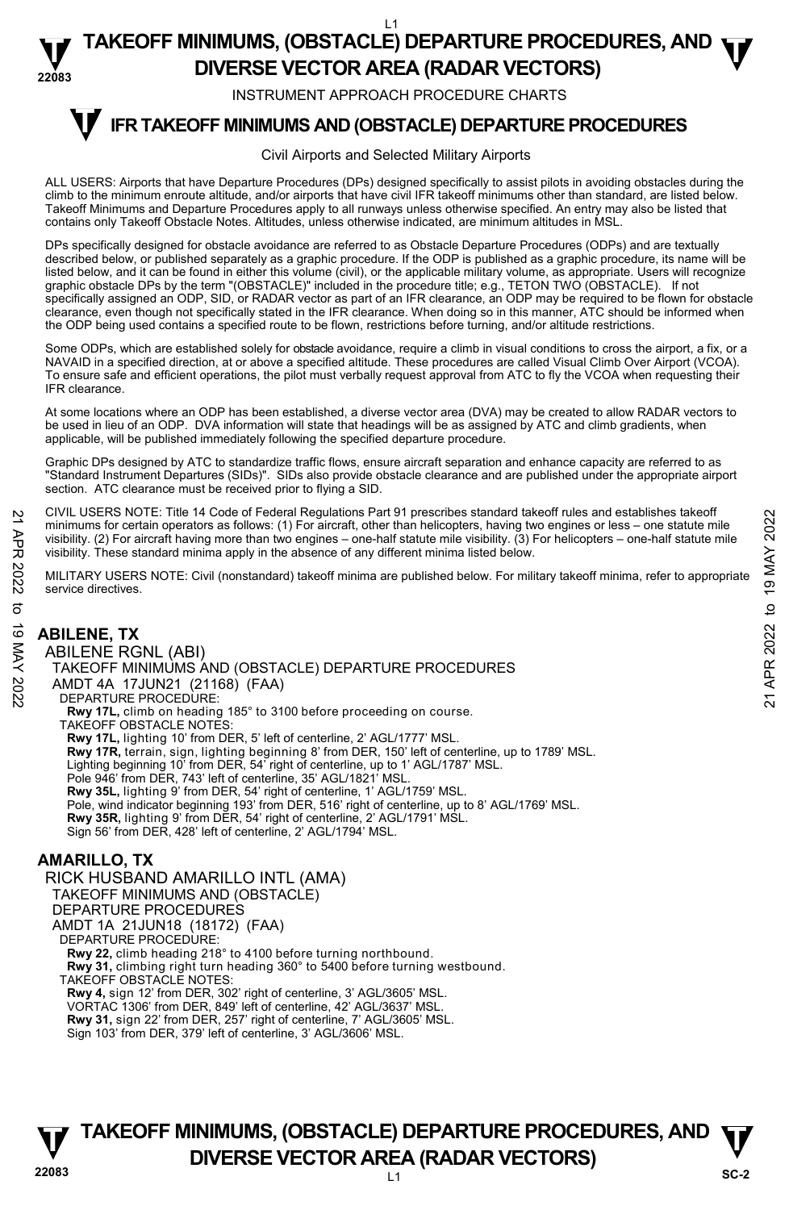# TAKEOFF MINIMUMS, (OBSTACLE) DEPARTURE PROCEDURES, AND DIVERSE VECTOR AREA (RADAR VECTORS)

INSTRUMENT APPROACH PROCEDURE CHARTS

## IFR TAKEOFF MINIMUMS AND (OBSTACLE) DEPARTURE PROCEDURES

Civil Airports and Selected Military Airports

ALL USERS: Airports that have Departure Procedures (DPs) designed specifically to assist pilots in avoiding obstacles during the climb to the minimum enroute altitude, and/or airports that have civil IFR takeoff minimums other than standard, are listed below. Takeoff Minimums and Departure Procedures apply to all runways unless otherwise specified. An entry may also be listed that contains only Takeoff Obstacle Notes. Altitudes, unless otherwise indicated, are minimum altitudes in MSL.

DPs specifically designed for obstacle avoidance are referred to as Obstacle Departure Procedures (ODPs) and are textually described below, or published separately as a graphic procedure. If the ODP is published as a graphic procedure, its name will be listed below, and it can be found in either this volume (civil), or the applicable military volume, as appropriate. Users will recognize graphic obstacle DPs by the term "(OBSTACLE)" included in the procedure title; e.g., TETON TWO (OBSTACLE). If not specifically assigned an ODP, SID, or RADAR vector as part of an IFR clearance, an ODP may be required to be flown for obstacle clearance, even though not specifically stated in the IFR clearance. When doing so in this manner, ATC should be informed when the ODP being used contains a specified route to be flown, restrictions before turning, and/or altitude restrictions.

Some ODPs, which are established solely for obstacle avoidance, require a climb in visual conditions to cross the airport, a fix, or a NAVAID in a specified direction, at or above a specified altitude. These procedures are called Visual Climb Over Airport (VCOA). To ensure safe and efficient operations, the pilot must verbally request approval from ATC to fly the VCOA when requesting their IFR clearance.

At some locations where an ODP has been established, a diverse vector area (DVA) may be created to allow RADAR vectors to be used in lieu of an ODP. DVA information will state that headings will be as assigned by ATC and climb gradients, when applicable, will be published immediately following the specified departure procedure.

Graphic DPs designed by ATC to standardize traffic flows, ensure aircraft separation and enhance capacity are referred to as "Standard Instrument Departures (SIDs)". SIDs also provide obstacle clearance and are published under the appropriate airport section. ATC clearance must be received prior to flying a SID.

CIVIL USERS NOTE: Title 14 Code of Federal Regulations Part 91 prescribes standard takeoff rules and establishes takeoff minimums for certain operators as follows: (1) For aircraft, other than helicopters, having two engines or less – one statute mile visibility. (2) For aircraft having more than two engines – one-half statute mile visibility. (3) For helicopters – one-half statute mile visibility. These standard minima apply in the absence of any different minima listed below.

MILITARY USERS NOTE: Civil (nonstandard) takeoff minima are published below. For military takeoff minima, refer to appropriate service directives.

### ABILENE, TX

ABILENE RGNL (ABI)
TAKEOFF MINIMUMS AND (OBSTACLE) DEPARTURE PROCEDURES
AMDT 4A 17JUN21 (21168) (FAA)
DEPARTURE PROCEDURE:
**Rwy 17L,** climb on heading 185° to 3100 before proceeding on course.
TAKEOFF OBSTACLE NOTES:
**Rwy 17L,** lighting 10' from DER, 5' left of centerline, 2' AGL/1777' MSL.
**Rwy 17R,** terrain, sign, lighting beginning 8' from DER, 150' left of centerline, up to 1789' MSL.
Lighting beginning 10' from DER, 54' right of centerline, up to 1' AGL/1787' MSL.
Pole 946' from DER, 743' left of centerline, 35' AGL/1821' MSL.
**Rwy 35L,** lighting 9' from DER, 54' right of centerline, 1' AGL/1759' MSL.
Pole, wind indicator beginning 193' from DER, 516' right of centerline, up to 8' AGL/1769' MSL.
**Rwy 35R,** lighting 9' from DER, 54' right of centerline, 2' AGL/1791' MSL.
Sign 56' from DER, 428' left of centerline, 2' AGL/1794' MSL.

### AMARILLO, TX

RICK HUSBAND AMARILLO INTL (AMA)
TAKEOFF MINIMUMS AND (OBSTACLE) DEPARTURE PROCEDURES
AMDT 1A 21JUN18 (18172) (FAA)
DEPARTURE PROCEDURE:
**Rwy 22,** climb heading 218° to 4100 before turning northbound.
**Rwy 31,** climbing right turn heading 360° to 5400 before turning westbound.
TAKEOFF OBSTACLE NOTES:
**Rwy 4,** sign 12' from DER, 302' right of centerline, 3' AGL/3605' MSL.
VORTAC 1306' from DER, 849' left of centerline, 42' AGL/3637' MSL.
**Rwy 31,** sign 22' from DER, 257' right of centerline, 7' AGL/3605' MSL.
Sign 103' from DER, 379' left of centerline, 3' AGL/3606' MSL.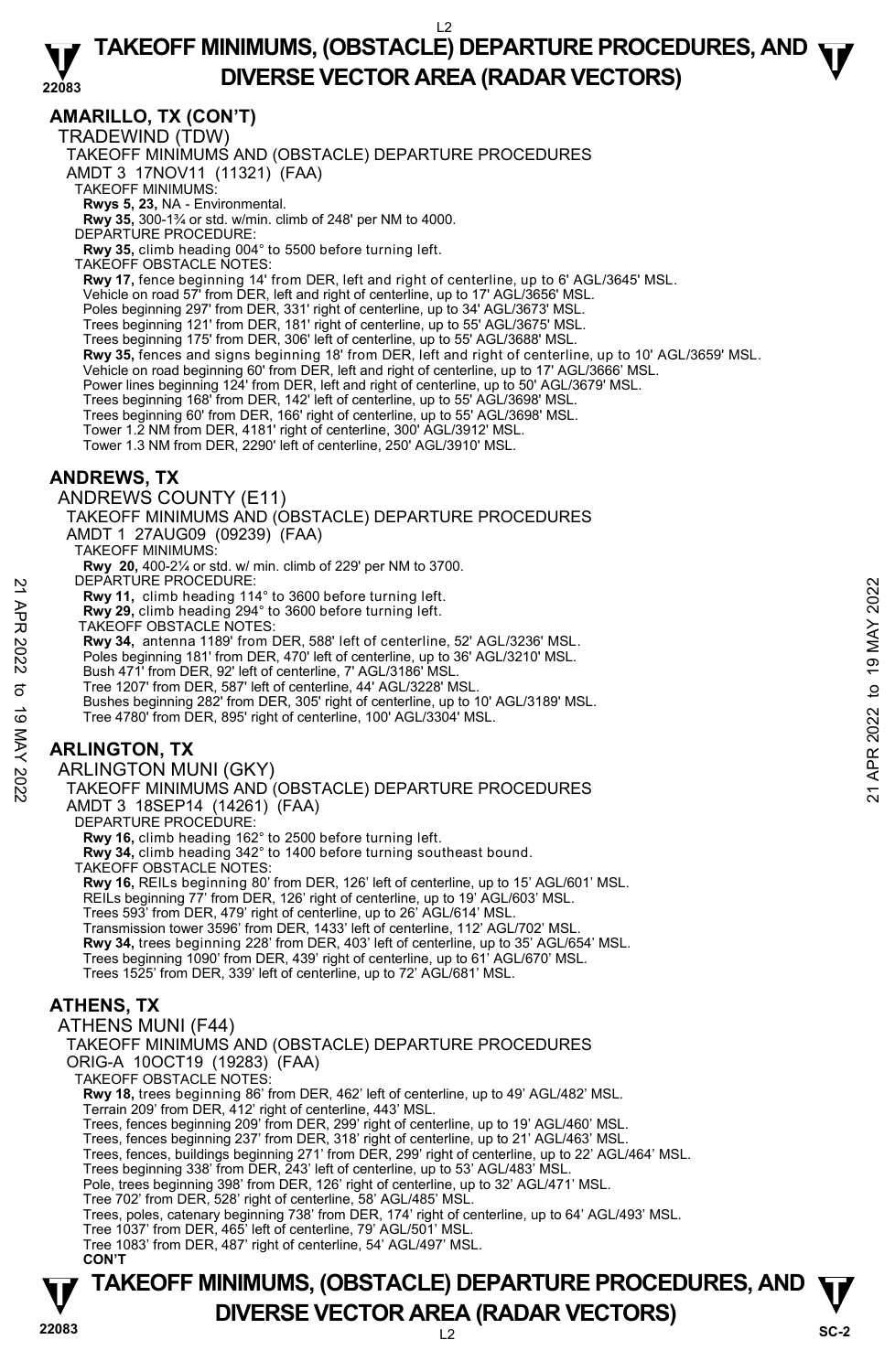## AMARILLO, TX (CON'T)

TRADEWIND (TDW)

TAKEOFF MINIMUMS AND (OBSTACLE) DEPARTURE PROCEDURES

AMDT 3 17NOV11 (11321) (FAA)

TAKEOFF MINIMUMS:

**Rwys 5, 23,** NA - Environmental.

**Rwy 35,** 300-1¾ or std. w/min. climb of 248' per NM to 4000.

DEPARTURE PROCEDURE:

**Rwy 35,** climb heading 004° to 5500 before turning left.

TAKEOFF OBSTACLE NOTES:

**Rwy 17,** fence beginning 14' from DER, left and right of centerline, up to 6' AGL/3645' MSL.
Vehicle on road 57' from DER, left and right of centerline, up to 17' AGL/3656' MSL.
Poles beginning 297' from DER, 331' right of centerline, up to 34' AGL/3673' MSL.
Trees beginning 121' from DER, 181' right of centerline, up to 55' AGL/3675' MSL.
Trees beginning 175' from DER, 306' left of centerline, up to 55' AGL/3688' MSL.
**Rwy 35,** fences and signs beginning 18' from DER, left and right of centerline, up to 10' AGL/3659' MSL.
Vehicle on road beginning 60' from DER, left and right of centerline, up to 17' AGL/3666' MSL.
Power lines beginning 124' from DER, left and right of centerline, up to 50' AGL/3679' MSL.
Trees beginning 168' from DER, 142' left of centerline, up to 55' AGL/3698' MSL.
Trees beginning 60' from DER, 166' right of centerline, up to 55' AGL/3698' MSL.
Tower 1.2 NM from DER, 4181' right of centerline, 300' AGL/3912' MSL.
Tower 1.3 NM from DER, 2290' left of centerline, 250' AGL/3910' MSL.

## ANDREWS, TX

ANDREWS COUNTY (E11)

TAKEOFF MINIMUMS AND (OBSTACLE) DEPARTURE PROCEDURES

AMDT 1 27AUG09 (09239) (FAA)

TAKEOFF MINIMUMS:

**Rwy 20,** 400-2¼ or std. w/ min. climb of 229' per NM to 3700.

DEPARTURE PROCEDURE:

**Rwy 11,** climb heading 114° to 3600 before turning left.

**Rwy 29,** climb heading 294° to 3600 before turning left.

TAKEOFF OBSTACLE NOTES:

**Rwy 34,** antenna 1189' from DER, 588' left of centerline, 52' AGL/3236' MSL.
Poles beginning 181' from DER, 470' left of centerline, up to 36' AGL/3210' MSL.
Bush 471' from DER, 92' left of centerline, 7' AGL/3186' MSL.
Tree 1207' from DER, 587' left of centerline, 44' AGL/3228' MSL.
Bushes beginning 282' from DER, 305' right of centerline, up to 10' AGL/3189' MSL.
Tree 4780' from DER, 895' right of centerline, 100' AGL/3304' MSL.

## ARLINGTON, TX

ARLINGTON MUNI (GKY)

TAKEOFF MINIMUMS AND (OBSTACLE) DEPARTURE PROCEDURES

AMDT 3 18SEP14 (14261) (FAA)

DEPARTURE PROCEDURE:

**Rwy 16,** climb heading 162° to 2500 before turning left.

**Rwy 34,** climb heading 342° to 1400 before turning southeast bound.

TAKEOFF OBSTACLE NOTES:

**Rwy 16,** REILs beginning 80' from DER, 126' left of centerline, up to 15' AGL/601' MSL.
REILs beginning 77' from DER, 126' right of centerline, up to 19' AGL/603' MSL.
Trees 593' from DER, 479' right of centerline, up to 26' AGL/614' MSL.
Transmission tower 3596' from DER, 1433' left of centerline, 112' AGL/702' MSL.
**Rwy 34,** trees beginning 228' from DER, 403' left of centerline, up to 35' AGL/654' MSL.
Trees beginning 1090' from DER, 439' right of centerline, up to 61' AGL/670' MSL.
Trees 1525' from DER, 339' left of centerline, up to 72' AGL/681' MSL.

## ATHENS, TX

ATHENS MUNI (F44)

TAKEOFF MINIMUMS AND (OBSTACLE) DEPARTURE PROCEDURES

ORIG-A 10OCT19 (19283) (FAA)

TAKEOFF OBSTACLE NOTES:

**Rwy 18,** trees beginning 86' from DER, 462' left of centerline, up to 49' AGL/482' MSL.
Terrain 209' from DER, 412' right of centerline, 443' MSL.
Trees, fences beginning 209' from DER, 299' right of centerline, up to 19' AGL/460' MSL.
Trees, fences beginning 237' from DER, 318' right of centerline, up to 21' AGL/463' MSL.
Trees, fences, buildings beginning 271' from DER, 299' right of centerline, up to 22' AGL/464' MSL.
Trees beginning 338' from DER, 243' left of centerline, up to 53' AGL/483' MSL.
Pole, trees beginning 398' from DER, 126' right of centerline, up to 32' AGL/471' MSL.
Tree 702' from DER, 528' right of centerline, 58' AGL/485' MSL.
Trees, poles, catenary beginning 738' from DER, 174' right of centerline, up to 64' AGL/493' MSL.
Tree 1037' from DER, 465' left of centerline, 79' AGL/501' MSL.
Tree 1083' from DER, 487' right of centerline, 54' AGL/497' MSL.

**CON'T**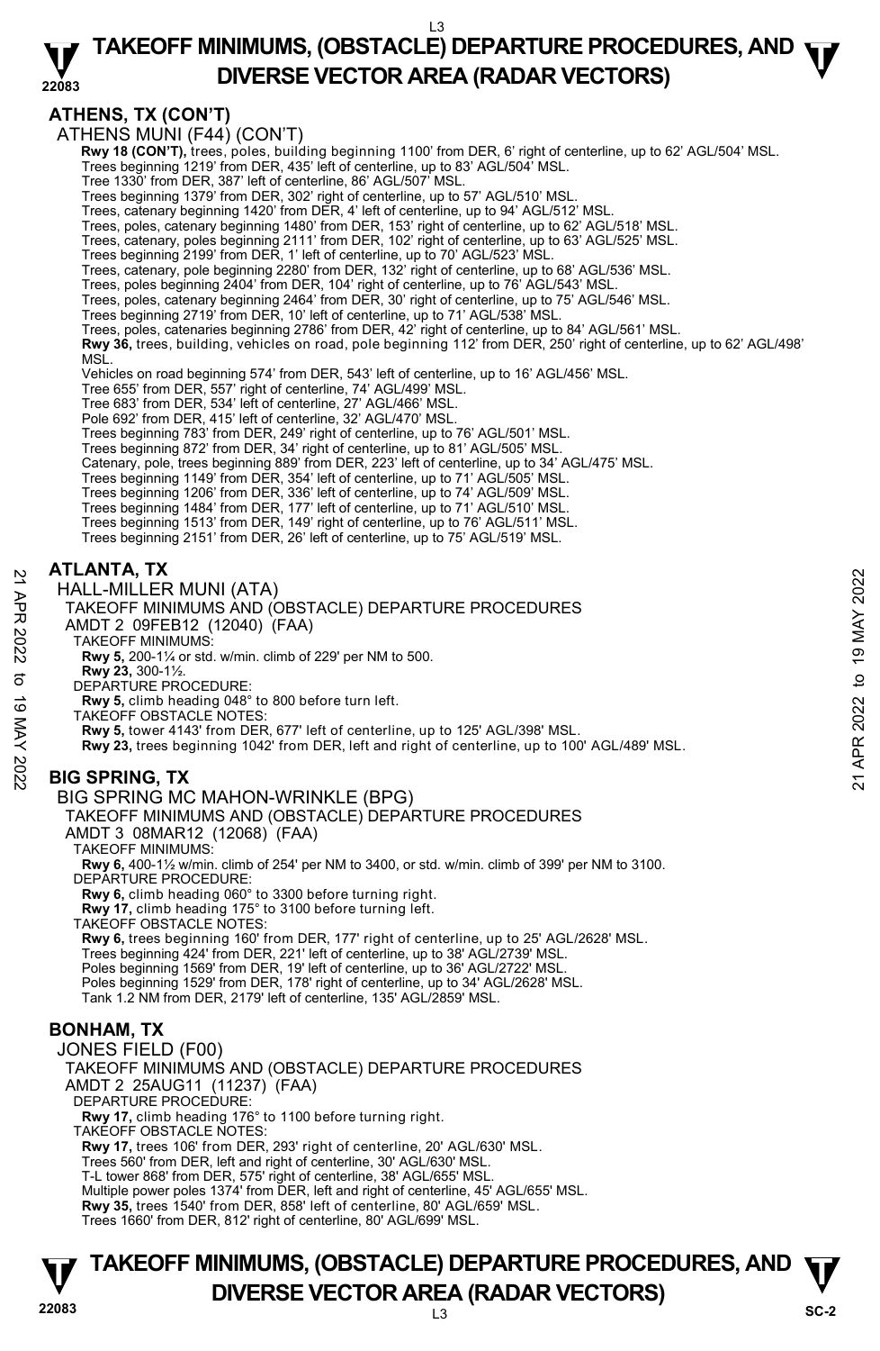## ATHENS, TX (CON'T)

ATHENS MUNI (F44) (CON'T)

**Rwy 18 (CON'T),** trees, poles, building beginning 1100' from DER, 6' right of centerline, up to 62' AGL/504' MSL.
Trees beginning 1219' from DER, 435' left of centerline, up to 83' AGL/504' MSL.
Tree 1330' from DER, 387' left of centerline, 86' AGL/507' MSL.
Trees beginning 1379' from DER, 302' right of centerline, up to 57' AGL/510' MSL.
Trees, catenary beginning 1420' from DER, 4' left of centerline, up to 94' AGL/512' MSL.
Trees, poles, catenary beginning 1480' from DER, 153' right of centerline, up to 62' AGL/518' MSL.
Trees, catenary, poles beginning 2111' from DER, 102' right of centerline, up to 63' AGL/525' MSL.
Trees beginning 2199' from DER, 1' left of centerline, up to 70' AGL/523' MSL.
Trees, catenary, pole beginning 2280' from DER, 132' right of centerline, up to 68' AGL/536' MSL.
Trees, poles beginning 2404' from DER, 104' right of centerline, up to 76' AGL/543' MSL.
Trees, poles, catenary beginning 2464' from DER, 30' right of centerline, up to 75' AGL/546' MSL.
Trees beginning 2719' from DER, 10' left of centerline, up to 71' AGL/538' MSL.
Trees, poles, catenaries beginning 2786' from DER, 42' right of centerline, up to 84' AGL/561' MSL.
**Rwy 36,** trees, building, vehicles on road, pole beginning 112' from DER, 250' right of centerline, up to 62' AGL/498' MSL.
Vehicles on road beginning 574' from DER, 543' left of centerline, up to 16' AGL/456' MSL.
Tree 655' from DER, 557' right of centerline, 74' AGL/499' MSL.
Tree 683' from DER, 534' left of centerline, 27' AGL/466' MSL.
Pole 692' from DER, 415' left of centerline, 32' AGL/470' MSL.
Trees beginning 783' from DER, 249' right of centerline, up to 76' AGL/501' MSL.
Trees beginning 872' from DER, 34' right of centerline, up to 81' AGL/505' MSL.
Catenary, pole, trees beginning 889' from DER, 223' left of centerline, up to 34' AGL/475' MSL.
Trees beginning 1149' from DER, 354' left of centerline, up to 71' AGL/505' MSL.
Trees beginning 1206' from DER, 336' left of centerline, up to 74' AGL/509' MSL.
Trees beginning 1484' from DER, 177' left of centerline, up to 71' AGL/510' MSL.
Trees beginning 1513' from DER, 149' right of centerline, up to 76' AGL/511' MSL.
Trees beginning 2151' from DER, 26' left of centerline, up to 75' AGL/519' MSL.

## ATLANTA, TX

HALL-MILLER MUNI (ATA)

TAKEOFF MINIMUMS AND (OBSTACLE) DEPARTURE PROCEDURES
AMDT 2 09FEB12 (12040) (FAA)

TAKEOFF MINIMUMS:
**Rwy 5,** 200-1¼ or std. w/min. climb of 229' per NM to 500.
**Rwy 23,** 300-1½.

DEPARTURE PROCEDURE:
**Rwy 5,** climb heading 048° to 800 before turn left.

TAKEOFF OBSTACLE NOTES:
**Rwy 5,** tower 4143' from DER, 677' left of centerline, up to 125' AGL/398' MSL.
**Rwy 23,** trees beginning 1042' from DER, left and right of centerline, up to 100' AGL/489' MSL.

## BIG SPRING, TX

BIG SPRING MC MAHON-WRINKLE (BPG)

TAKEOFF MINIMUMS AND (OBSTACLE) DEPARTURE PROCEDURES
AMDT 3 08MAR12 (12068) (FAA)

TAKEOFF MINIMUMS:
**Rwy 6,** 400-1½ w/min. climb of 254' per NM to 3400, or std. w/min. climb of 399' per NM to 3100.

DEPARTURE PROCEDURE:
**Rwy 6,** climb heading 060° to 3300 before turning right.
**Rwy 17,** climb heading 175° to 3100 before turning left.

TAKEOFF OBSTACLE NOTES:
**Rwy 6,** trees beginning 160' from DER, 177' right of centerline, up to 25' AGL/2628' MSL.
Trees beginning 424' from DER, 221' left of centerline, up to 38' AGL/2739' MSL.
Poles beginning 1569' from DER, 19' left of centerline, up to 36' AGL/2722' MSL.
Poles beginning 1529' from DER, 178' right of centerline, up to 34' AGL/2628' MSL.
Tank 1.2 NM from DER, 2179' left of centerline, 135' AGL/2859' MSL.

## BONHAM, TX

JONES FIELD (F00)

TAKEOFF MINIMUMS AND (OBSTACLE) DEPARTURE PROCEDURES
AMDT 2 25AUG11 (11237) (FAA)

DEPARTURE PROCEDURE:
**Rwy 17,** climb heading 176° to 1100 before turning right.

TAKEOFF OBSTACLE NOTES:
**Rwy 17,** trees 106' from DER, 293' right of centerline, 20' AGL/630' MSL.
Trees 560' from DER, left and right of centerline, 30' AGL/630' MSL.
T-L tower 868' from DER, 575' right of centerline, 38' AGL/655' MSL.
Multiple power poles 1374' from DER, left and right of centerline, 45' AGL/655' MSL.
**Rwy 35,** trees 1540' from DER, 858' left of centerline, 80' AGL/659' MSL.
Trees 1660' from DER, 812' right of centerline, 80' AGL/699' MSL.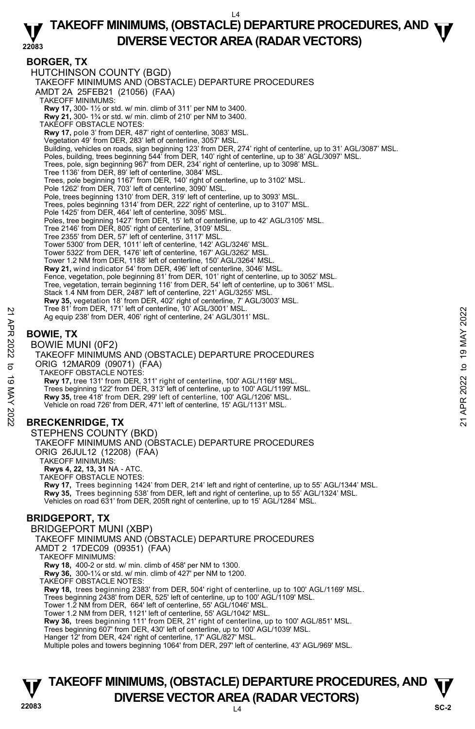## BORGER, TX

HUTCHINSON COUNTY (BGD)

TAKEOFF MINIMUMS AND (OBSTACLE) DEPARTURE PROCEDURES

AMDT 2A 25FEB21 (21056) (FAA)

TAKEOFF MINIMUMS:

**Rwy 17,** 300- 1½ or std. w/ min. climb of 311' per NM to 3400.
**Rwy 21,** 300- 1¾ or std. w/ min. climb of 210' per NM to 3400.

TAKEOFF OBSTACLE NOTES:

**Rwy 17,** pole 3' from DER, 487' right of centerline, 3083' MSL.
Vegetation 49' from DER, 283' left of centerline, 3057' MSL.
Building, vehicles on roads, sign beginning 123' from DER, 274' right of centerline, up to 31' AGL/3087' MSL.
Poles, building, trees beginning 544' from DER, 140' right of centerline, up to 38' AGL/3097' MSL.
Trees, pole, sign beginning 967' from DER, 234' right of centerline, up to 3098' MSL.
Tree 1136' from DER, 89' left of centerline, 3084' MSL.
Trees, pole beginning 1167' from DER, 140' right of centerline, up to 3102' MSL.
Pole 1262' from DER, 703' left of centerline, 3090' MSL.
Pole, trees beginning 1310' from DER, 319' left of centerline, up to 3093' MSL.
Trees, poles beginning 1314' from DER, 222' right of centerline, up to 3107' MSL.
Pole 1425' from DER, 464' left of centerline, 3095' MSL.
Poles, tree beginning 1427' from DER, 15' left of centerline, up to 42' AGL/3105' MSL.
Tree 2146' from DER, 805' right of centerline, 3109' MSL.
Tree 2355' from DER, 57' left of centerline, 3117' MSL.
Tower 5300' from DER, 1011' left of centerline, 142' AGL/3246' MSL.
Tower 5322' from DER, 1476' left of centerline, 167' AGL/3262' MSL.
Tower 1.2 NM from DER, 1188' left of centerline, 150' AGL/3264' MSL.
**Rwy 21,** wind indicator 54' from DER, 496' left of centerline, 3046' MSL.
Fence, vegetation, pole beginning 81' from DER, 101' right of centerline, up to 3052' MSL.
Tree, vegetation, terrain beginning 116' from DER, 54' left of centerline, up to 3061' MSL.
Stack 1.4 NM from DER, 2487' left of centerline, 221' AGL/3255' MSL.
**Rwy 35,** vegetation 18' from DER, 402' right of centerline, 7' AGL/3003' MSL.
Tree 81' from DER, 171' left of centerline, 10' AGL/3001' MSL.
Ag equip 238' from DER, 406' right of centerline, 24' AGL/3011' MSL.

## BOWIE, TX

BOWIE MUNI (0F2)

TAKEOFF MINIMUMS AND (OBSTACLE) DEPARTURE PROCEDURES

ORIG 12MAR09 (09071) (FAA)

TAKEOFF OBSTACLE NOTES:

**Rwy 17,** tree 131' from DER, 311' right of centerline, 100' AGL/1169' MSL.
Trees beginning 122' from DER, 313' left of centerline, up to 100' AGL/1199' MSL.
**Rwy 35,** tree 418' from DER, 299' left of centerline, 100' AGL/1206' MSL.
Vehicle on road 726' from DER, 471' left of centerline, 15' AGL/1131' MSL.

## BRECKENRIDGE, TX

STEPHENS COUNTY (BKD)

TAKEOFF MINIMUMS AND (OBSTACLE) DEPARTURE PROCEDURES

ORIG 26JUL12 (12208) (FAA)

TAKEOFF MINIMUMS:

**Rwys 4, 22, 13, 31** NA - ATC.

TAKEOFF OBSTACLE NOTES:

**Rwy 17,** Trees beginning 1424' from DER, 214' left and right of centerline, up to 55' AGL/1344' MSL.
**Rwy 35,** Trees beginning 538' from DER, left and right of centerline, up to 55' AGL/1324' MSL.
Vehicles on road 631' from DER, 205ft right of centerline, up to 15' AGL/1284' MSL.

## BRIDGEPORT, TX

BRIDGEPORT MUNI (XBP)

TAKEOFF MINIMUMS AND (OBSTACLE) DEPARTURE PROCEDURES

AMDT 2 17DEC09 (09351) (FAA)

TAKEOFF MINIMUMS:

**Rwy 18,** 400-2 or std. w/ min. climb of 458' per NM to 1300.
**Rwy 36,** 300-1¼ or std. w/ min. climb of 427' per NM to 1200.

TAKEOFF OBSTACLE NOTES:

**Rwy 18,** trees beginning 2383' from DER, 504' right of centerline, up to 100' AGL/1169' MSL.
Trees beginning 2438' from DER, 525' left of centerline, up to 100' AGL/1109' MSL.
Tower 1.2 NM from DER, 664' left of centerline, 55' AGL/1046' MSL.
Tower 1.2 NM from DER, 1121' left of centerline, 55' AGL/1042' MSL.
**Rwy 36,** trees beginning 111' from DER, 21' right of centerline, up to 100' AGL/851' MSL.
Trees beginning 607' from DER, 430' left of centerline, up to 100' AGL/1039' MSL.
Hanger 12' from DER, 424' right of centerline, 17' AGL/827' MSL.
Multiple poles and towers beginning 1064' from DER, 297' left of centerline, 43' AGL/969' MSL.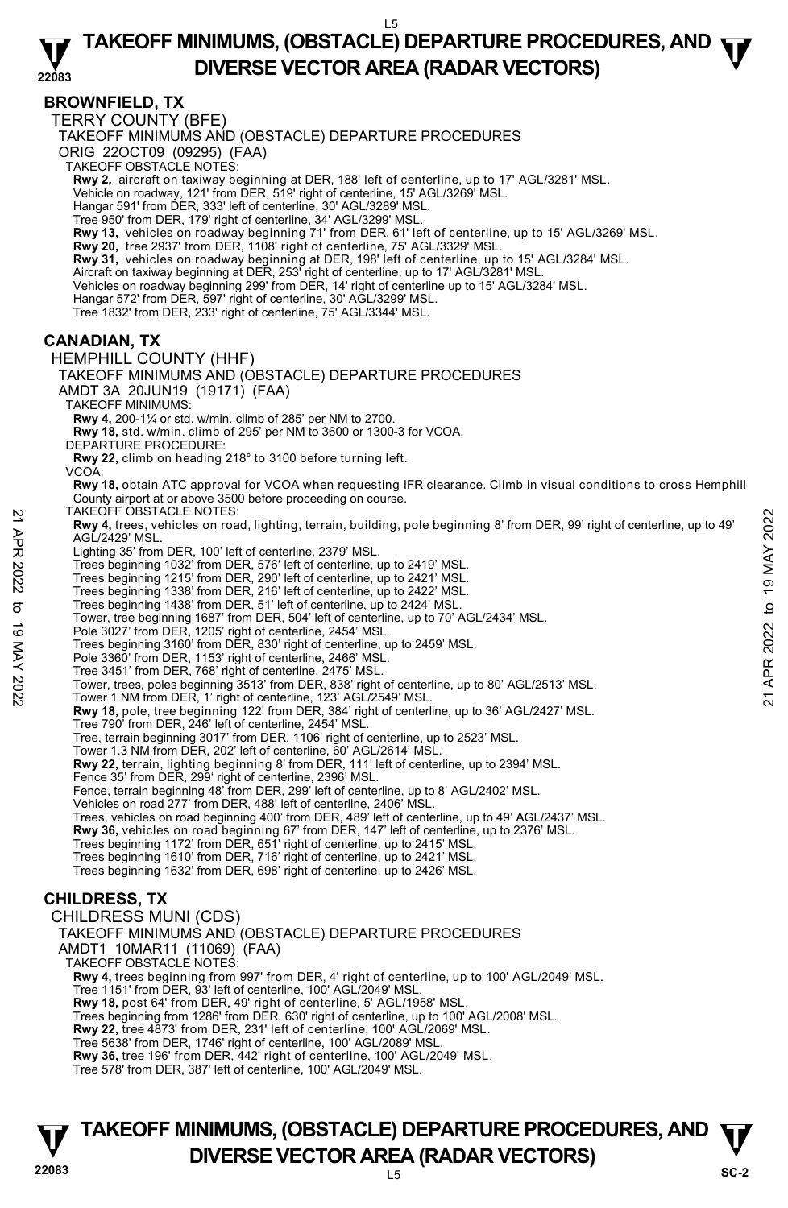## BROWNFIELD, TX

TERRY COUNTY (BFE)

TAKEOFF MINIMUMS AND (OBSTACLE) DEPARTURE PROCEDURES

ORIG 22OCT09 (09295) (FAA)

TAKEOFF OBSTACLE NOTES:

**Rwy 2,** aircraft on taxiway beginning at DER, 188' left of centerline, up to 17' AGL/3281' MSL.
Vehicle on roadway, 121' from DER, 519' right of centerline, 15' AGL/3269' MSL.
Hangar 591' from DER, 333' left of centerline, 30' AGL/3289' MSL.
Tree 950' from DER, 179' right of centerline, 34' AGL/3299' MSL.
**Rwy 13,** vehicles on roadway beginning 71' from DER, 61' left of centerline, up to 15' AGL/3269' MSL.
**Rwy 20,** tree 2937' from DER, 1108' right of centerline, 75' AGL/3329' MSL.
**Rwy 31,** vehicles on roadway beginning at DER, 198' left of centerline, up to 15' AGL/3284' MSL.
Aircraft on taxiway beginning at DER, 253' right of centerline, up to 17' AGL/3281' MSL.
Vehicles on roadway beginning 299' from DER, 14' right of centerline up to 15' AGL/3284' MSL.
Hangar 572' from DER, 597' right of centerline, 30' AGL/3299' MSL.
Tree 1832' from DER, 233' right of centerline, 75' AGL/3344' MSL.

## CANADIAN, TX

HEMPHILL COUNTY (HHF)

TAKEOFF MINIMUMS AND (OBSTACLE) DEPARTURE PROCEDURES

AMDT 3A 20JUN19 (19171) (FAA)

TAKEOFF MINIMUMS:

**Rwy 4,** 200-1¼ or std. w/min. climb of 285' per NM to 2700.
**Rwy 18,** std. w/min. climb of 295' per NM to 3600 or 1300-3 for VCOA.

DEPARTURE PROCEDURE:

**Rwy 22,** climb on heading 218° to 3100 before turning left.

VCOA:

**Rwy 18,** obtain ATC approval for VCOA when requesting IFR clearance. Climb in visual conditions to cross Hemphill County airport at or above 3500 before proceeding on course.

TAKEOFF OBSTACLE NOTES:

**Rwy 4,** trees, vehicles on road, lighting, terrain, building, pole beginning 8' from DER, 99' right of centerline, up to 49' AGL/2429' MSL.
Lighting 35' from DER, 100' left of centerline, 2379' MSL.
Trees beginning 1032' from DER, 576' left of centerline, up to 2419' MSL.
Trees beginning 1215' from DER, 290' left of centerline, up to 2421' MSL.
Trees beginning 1338' from DER, 216' left of centerline, up to 2422' MSL.
Trees beginning 1438' from DER, 51' left of centerline, up to 2424' MSL.
Tower, tree beginning 1687' from DER, 504' left of centerline, up to 70' AGL/2434' MSL.
Pole 3027' from DER, 1205' right of centerline, 2454' MSL.
Trees beginning 3160' from DER, 830' right of centerline, up to 2459' MSL.
Pole 3360' from DER, 1153' right of centerline, 2466' MSL.
Tree 3451' from DER, 768' right of centerline, 2475' MSL.
Tower, trees, poles beginning 3513' from DER, 838' right of centerline, up to 80' AGL/2513' MSL.
Tower 1 NM from DER, 1' right of centerline, 123' AGL/2549' MSL.
**Rwy 18,** pole, tree beginning 122' from DER, 384' right of centerline, up to 36' AGL/2427' MSL.
Tree 790' from DER, 246' left of centerline, 2454' MSL.
Tree, terrain beginning 3017' from DER, 1106' right of centerline, up to 2523' MSL.
Tower 1.3 NM from DER, 202' left of centerline, 60' AGL/2614' MSL.
**Rwy 22,** terrain, lighting beginning 8' from DER, 111' left of centerline, up to 2394' MSL.
Fence 35' from DER, 299' right of centerline, 2396' MSL.
Fence, terrain beginning 48' from DER, 299' left of centerline, up to 8' AGL/2402' MSL.
Vehicles on road 277' from DER, 488' left of centerline, 2406' MSL.
Trees, vehicles on road beginning 400' from DER, 489' left of centerline, up to 49' AGL/2437' MSL.
**Rwy 36,** vehicles on road beginning 67' from DER, 147' left of centerline, up to 2376' MSL.
Trees beginning 1172' from DER, 651' right of centerline, up to 2415' MSL.
Trees beginning 1610' from DER, 716' right of centerline, up to 2421' MSL.
Trees beginning 1632' from DER, 698' right of centerline, up to 2426' MSL.

## CHILDRESS, TX

CHILDRESS MUNI (CDS)

TAKEOFF MINIMUMS AND (OBSTACLE) DEPARTURE PROCEDURES

AMDT1 10MAR11 (11069) (FAA)

TAKEOFF OBSTACLE NOTES:

**Rwy 4,** trees beginning from 997' from DER, 4' right of centerline, up to 100' AGL/2049' MSL.
Tree 1151' from DER, 93' left of centerline, 100' AGL/2049' MSL.
**Rwy 18,** post 64' from DER, 49' right of centerline, 5' AGL/1958' MSL.
Trees beginning from 1286' from DER, 630' right of centerline, up to 100' AGL/2008' MSL.
**Rwy 22,** tree 4873' from DER, 231' left of centerline, 100' AGL/2069' MSL.
Tree 5638' from DER, 1746' right of centerline, 100' AGL/2089' MSL.
**Rwy 36,** tree 196' from DER, 442' right of centerline, 100' AGL/2049' MSL.
Tree 578' from DER, 387' left of centerline, 100' AGL/2049' MSL.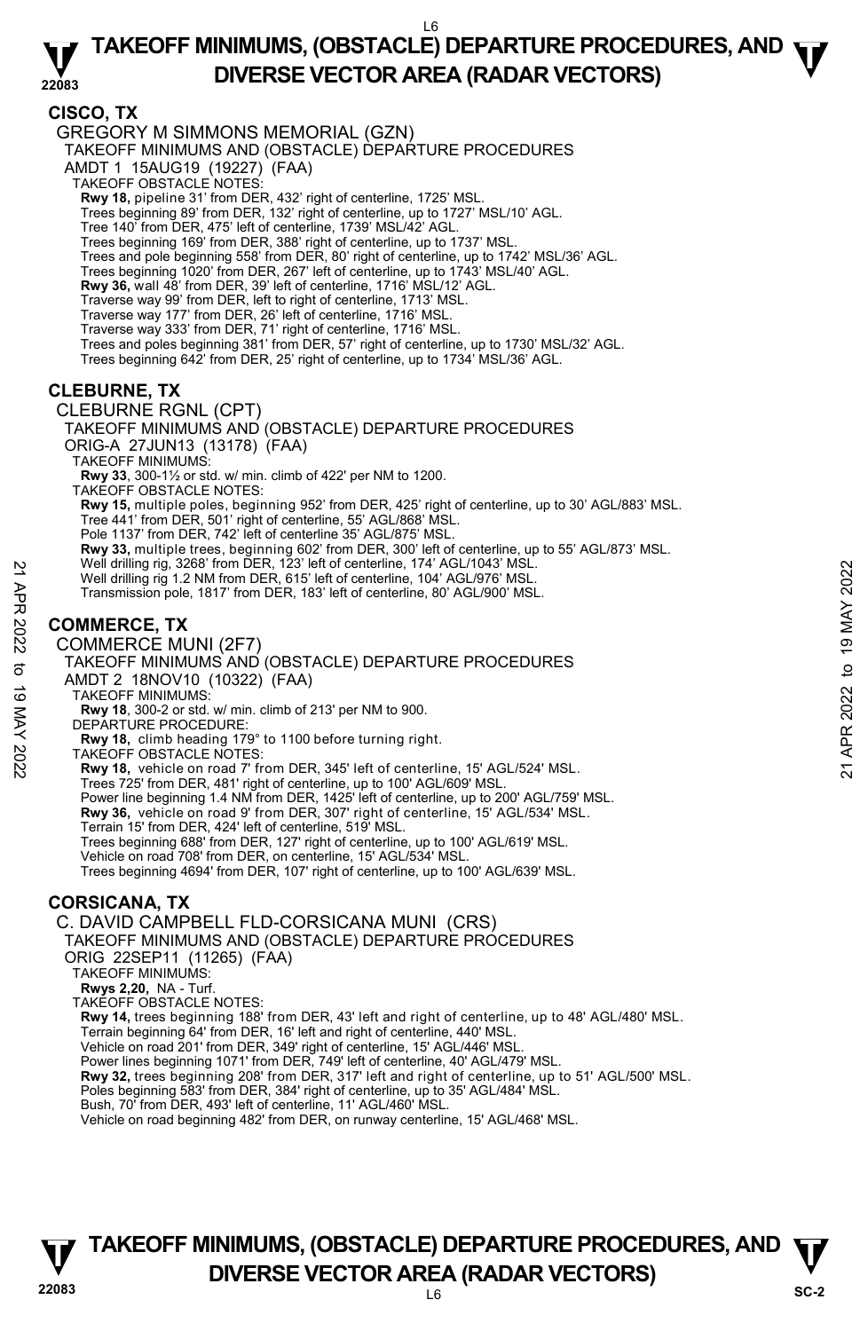## CISCO, TX

### GREGORY M SIMMONS MEMORIAL (GZN)

TAKEOFF MINIMUMS AND (OBSTACLE) DEPARTURE PROCEDURES
AMDT 1 15AUG19 (19227) (FAA)

TAKEOFF OBSTACLE NOTES:

**Rwy 18,** pipeline 31' from DER, 432' right of centerline, 1725' MSL.
Trees beginning 89' from DER, 132' right of centerline, up to 1727' MSL/10' AGL.
Tree 140' from DER, 475' left of centerline, 1739' MSL/42' AGL.
Trees beginning 169' from DER, 388' right of centerline, up to 1737' MSL.
Trees and pole beginning 558' from DER, 80' right of centerline, up to 1742' MSL/36' AGL.
Trees beginning 1020' from DER, 267' left of centerline, up to 1743' MSL/40' AGL.
**Rwy 36,** wall 48' from DER, 39' left of centerline, 1716' MSL/12' AGL.
Traverse way 99' from DER, left to right of centerline, 1713' MSL.
Traverse way 177' from DER, 26' left of centerline, 1716' MSL.
Traverse way 333' from DER, 71' right of centerline, 1716' MSL.
Trees and poles beginning 381' from DER, 57' right of centerline, up to 1730' MSL/32' AGL.
Trees beginning 642' from DER, 25' right of centerline, up to 1734' MSL/36' AGL.

## CLEBURNE, TX

### CLEBURNE RGNL (CPT)

TAKEOFF MINIMUMS AND (OBSTACLE) DEPARTURE PROCEDURES
ORIG-A 27JUN13 (13178) (FAA)

TAKEOFF MINIMUMS:

**Rwy 33**, 300-1½ or std. w/ min. climb of 422' per NM to 1200.

TAKEOFF OBSTACLE NOTES:

**Rwy 15,** multiple poles, beginning 952' from DER, 425' right of centerline, up to 30' AGL/883' MSL.
Tree 441' from DER, 501' right of centerline, 55' AGL/868' MSL.
Pole 1137' from DER, 742' left of centerline 35' AGL/875' MSL.
**Rwy 33,** multiple trees, beginning 602' from DER, 300' left of centerline, up to 55' AGL/873' MSL.
Well drilling rig, 3268' from DER, 123' left of centerline, 174' AGL/1043' MSL.
Well drilling rig 1.2 NM from DER, 615' left of centerline, 104' AGL/976' MSL.
Transmission pole, 1817' from DER, 183' left of centerline, 80' AGL/900' MSL.

## COMMERCE, TX

### COMMERCE MUNI (2F7)

TAKEOFF MINIMUMS AND (OBSTACLE) DEPARTURE PROCEDURES
AMDT 2 18NOV10 (10322) (FAA)

TAKEOFF MINIMUMS:

**Rwy 18**, 300-2 or std. w/ min. climb of 213' per NM to 900.

DEPARTURE PROCEDURE:

**Rwy 18,** climb heading 179° to 1100 before turning right.

TAKEOFF OBSTACLE NOTES:

**Rwy 18,** vehicle on road 7' from DER, 345' left of centerline, 15' AGL/524' MSL.
Trees 725' from DER, 481' right of centerline, up to 100' AGL/609' MSL.
Power line beginning 1.4 NM from DER, 1425' left of centerline, up to 200' AGL/759' MSL.
**Rwy 36,** vehicle on road 9' from DER, 307' right of centerline, 15' AGL/534' MSL.
Terrain 15' from DER, 424' left of centerline, 519' MSL.
Trees beginning 688' from DER, 127' right of centerline, up to 100' AGL/619' MSL.
Vehicle on road 708' from DER, on centerline, 15' AGL/534' MSL.
Trees beginning 4694' from DER, 107' right of centerline, up to 100' AGL/639' MSL.

## CORSICANA, TX

### C. DAVID CAMPBELL FLD-CORSICANA MUNI (CRS)

TAKEOFF MINIMUMS AND (OBSTACLE) DEPARTURE PROCEDURES
ORIG 22SEP11 (11265) (FAA)

TAKEOFF MINIMUMS:

**Rwys 2,20,** NA - Turf.

TAKEOFF OBSTACLE NOTES:

**Rwy 14,** trees beginning 188' from DER, 43' left and right of centerline, up to 48' AGL/480' MSL.
Terrain beginning 64' from DER, 16' left and right of centerline, 440' MSL.
Vehicle on road 201' from DER, 349' right of centerline, 15' AGL/446' MSL.
Power lines beginning 1071' from DER, 749' left of centerline, 40' AGL/479' MSL.
**Rwy 32,** trees beginning 208' from DER, 317' left and right of centerline, up to 51' AGL/500' MSL.
Poles beginning 583' from DER, 384' right of centerline, up to 35' AGL/484' MSL.
Bush, 70' from DER, 493' left of centerline, 11' AGL/460' MSL.
Vehicle on road beginning 482' from DER, on runway centerline, 15' AGL/468' MSL.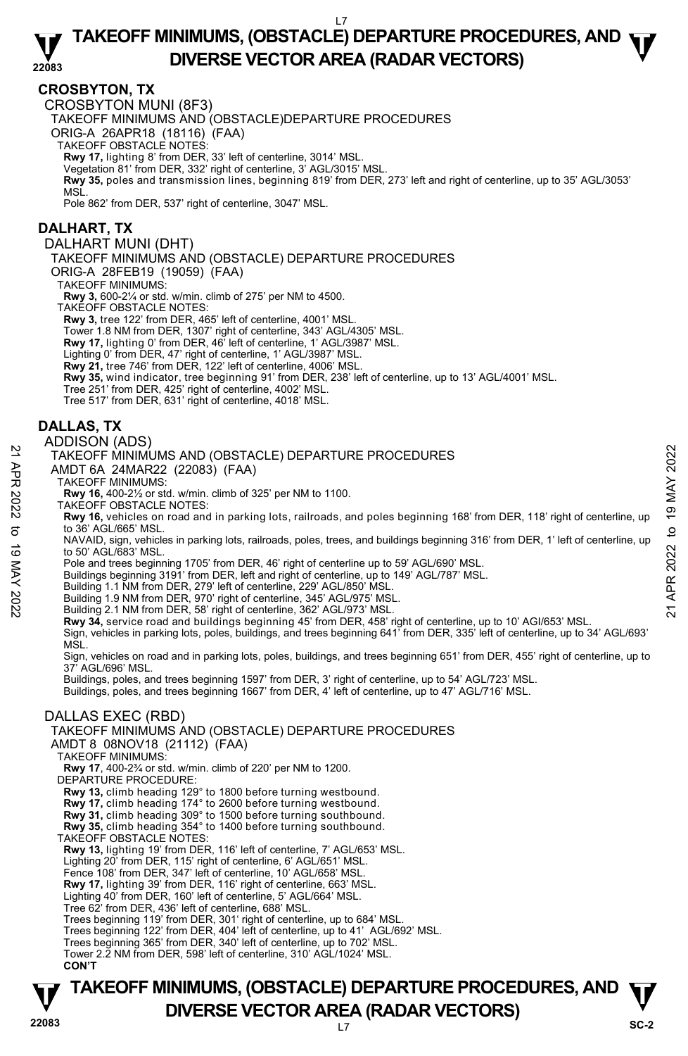## CROSBYTON, TX

### CROSBYTON MUNI (8F3)

TAKEOFF MINIMUMS AND (OBSTACLE)DEPARTURE PROCEDURES

ORIG-A 26APR18 (18116) (FAA)

TAKEOFF OBSTACLE NOTES:

**Rwy 17,** lighting 8' from DER, 33' left of centerline, 3014' MSL.
Vegetation 81' from DER, 332' right of centerline, 3' AGL/3015' MSL.
**Rwy 35,** poles and transmission lines, beginning 819' from DER, 273' left and right of centerline, up to 35' AGL/3053' MSL.
Pole 862' from DER, 537' right of centerline, 3047' MSL.

## DALHART, TX

### DALHART MUNI (DHT)

TAKEOFF MINIMUMS AND (OBSTACLE) DEPARTURE PROCEDURES

ORIG-A 28FEB19 (19059) (FAA)

TAKEOFF MINIMUMS:

**Rwy 3,** 600-2¼ or std. w/min. climb of 275' per NM to 4500.

TAKEOFF OBSTACLE NOTES:

**Rwy 3,** tree 122' from DER, 465' left of centerline, 4001' MSL.
Tower 1.8 NM from DER, 1307' right of centerline, 343' AGL/4305' MSL.
**Rwy 17,** lighting 0' from DER, 46' left of centerline, 1' AGL/3987' MSL.
Lighting 0' from DER, 47' right of centerline, 1' AGL/3987' MSL.
**Rwy 21,** tree 746' from DER, 122' left of centerline, 4006' MSL.
**Rwy 35,** wind indicator, tree beginning 91' from DER, 238' left of centerline, up to 13' AGL/4001' MSL.
Tree 251' from DER, 425' right of centerline, 4002' MSL.
Tree 517' from DER, 631' right of centerline, 4018' MSL.

## DALLAS, TX

### ADDISON (ADS)

TAKEOFF MINIMUMS AND (OBSTACLE) DEPARTURE PROCEDURES

AMDT 6A 24MAR22 (22083) (FAA)

TAKEOFF MINIMUMS:

**Rwy 16,** 400-2½ or std. w/min. climb of 325' per NM to 1100.

TAKEOFF OBSTACLE NOTES:

**Rwy 16,** vehicles on road and in parking lots, railroads, and poles beginning 168' from DER, 118' right of centerline, up to 36' AGL/665' MSL.
NAVAID, sign, vehicles in parking lots, railroads, poles, trees, and buildings beginning 316' from DER, 1' left of centerline, up to 50' AGL/683' MSL.
Pole and trees beginning 1705' from DER, 46' right of centerline up to 59' AGL/690' MSL.
Buildings beginning 3191' from DER, left and right of centerline, up to 149' AGL/787' MSL.
Building 1.1 NM from DER, 279' left of centerline, 229' AGL/850' MSL.
Building 1.9 NM from DER, 970' right of centerline, 345' AGL/975' MSL.
Building 2.1 NM from DER, 58' right of centerline, 362' AGL/973' MSL.
**Rwy 34,** service road and buildings beginning 45' from DER, 458' right of centerline, up to 10' AGl/653' MSL.
Sign, vehicles in parking lots, poles, buildings, and trees beginning 641' from DER, 335' left of centerline, up to 34' AGL/693' MSL.
Sign, vehicles on road and in parking lots, poles, buildings, and trees beginning 651' from DER, 455' right of centerline, up to 37' AGL/696' MSL.
Buildings, poles, and trees beginning 1597' from DER, 3' right of centerline, up to 54' AGL/723' MSL.
Buildings, poles, and trees beginning 1667' from DER, 4' left of centerline, up to 47' AGL/716' MSL.

### DALLAS EXEC (RBD)

TAKEOFF MINIMUMS AND (OBSTACLE) DEPARTURE PROCEDURES

AMDT 8 08NOV18 (21112) (FAA)

TAKEOFF MINIMUMS:

**Rwy 17**, 400-2¾ or std. w/min. climb of 220' per NM to 1200.

DEPARTURE PROCEDURE:

**Rwy 13,** climb heading 129° to 1800 before turning westbound.
**Rwy 17,** climb heading 174° to 2600 before turning westbound.
**Rwy 31,** climb heading 309° to 1500 before turning southbound.
**Rwy 35,** climb heading 354° to 1400 before turning southbound.

TAKEOFF OBSTACLE NOTES:

**Rwy 13,** lighting 19' from DER, 116' left of centerline, 7' AGL/653' MSL.
Lighting 20' from DER, 115' right of centerline, 6' AGL/651' MSL.
Fence 108' from DER, 347' left of centerline, 10' AGL/658' MSL.
**Rwy 17,** lighting 39' from DER, 116' right of centerline, 663' MSL.
Lighting 40' from DER, 160' left of centerline, 5' AGL/664' MSL.
Tree 62' from DER, 436' left of centerline, 688' MSL.
Trees beginning 119' from DER, 301' right of centerline, up to 684' MSL.
Trees beginning 122' from DER, 404' left of centerline, up to 41' AGL/692' MSL.
Trees beginning 365' from DER, 340' left of centerline, up to 702' MSL.
Tower 2.2 NM from DER, 598' left of centerline, 310' AGL/1024' MSL.

**CON'T**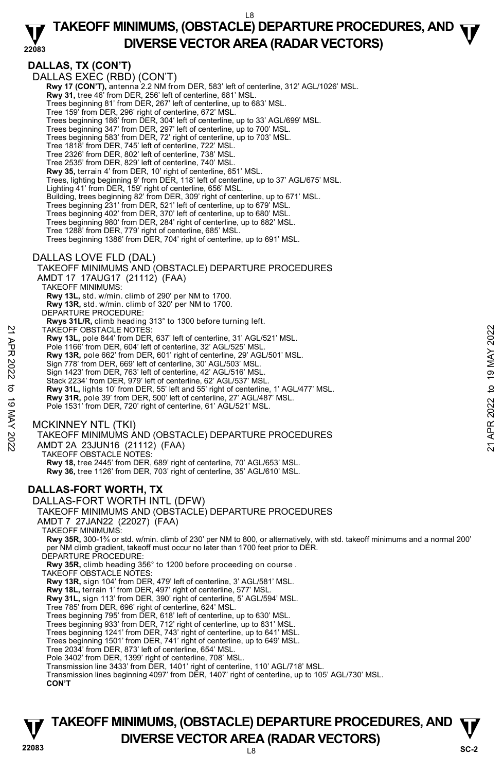## DALLAS, TX (CON'T)

DALLAS EXEC (RBD) (CON'T)

**Rwy 17 (CON'T),** antenna 2.2 NM from DER, 583' left of centerline, 312' AGL/1026' MSL.
**Rwy 31,** tree 46' from DER, 256' left of centerline, 681' MSL.
Trees beginning 81' from DER, 267' left of centerline, up to 683' MSL.
Tree 159' from DER, 296' right of centerline, 672' MSL.
Trees beginning 186' from DER, 304' left of centerline, up to 33' AGL/699' MSL.
Trees beginning 347' from DER, 297' left of centerline, up to 700' MSL.
Trees beginning 583' from DER, 72' right of centerline, up to 703' MSL.
Tree 1818' from DER, 745' left of centerline, 722' MSL.
Tree 2326' from DER, 802' left of centerline, 738' MSL.
Tree 2535' from DER, 829' left of centerline, 740' MSL.
**Rwy 35,** terrain 4' from DER, 10' right of centerline, 651' MSL.
Trees, lighting beginning 9' from DER, 118' left of centerline, up to 37' AGL/675' MSL.
Lighting 41' from DER, 159' right of centerline, 656' MSL.
Building, trees beginning 82' from DER, 309' right of centerline, up to 671' MSL.
Trees beginning 231' from DER, 521' left of centerline, up to 679' MSL.
Trees beginning 402' from DER, 370' left of centerline, up to 680' MSL.
Trees beginning 980' from DER, 284' right of centerline, up to 682' MSL.
Tree 1288' from DER, 779' right of centerline, 685' MSL.
Trees beginning 1386' from DER, 704' right of centerline, up to 691' MSL.

DALLAS LOVE FLD (DAL)

TAKEOFF MINIMUMS AND (OBSTACLE) DEPARTURE PROCEDURES
AMDT 17 17AUG17 (21112) (FAA)

TAKEOFF MINIMUMS:
**Rwy 13L,** std. w/min. climb of 290' per NM to 1700.
**Rwy 13R,** std. w/min. climb of 320' per NM to 1700.

DEPARTURE PROCEDURE:
**Rwys 31L/R,** climb heading 313° to 1300 before turning left.

TAKEOFF OBSTACLE NOTES:
**Rwy 13L,** pole 844' from DER, 637' left of centerline, 31' AGL/521' MSL.
Pole 1166' from DER, 604' left of centerline, 32' AGL/525' MSL.
**Rwy 13R,** pole 662' from DER, 601' right of centerline, 29' AGL/501' MSL.
Sign 778' from DER, 669' left of centerline, 30' AGL/503' MSL.
Sign 1423' from DER, 763' left of centerline, 42' AGL/516' MSL.
Stack 2234' from DER, 979' left of centerline, 62' AGL/537' MSL.
**Rwy 31L,** lights 10' from DER, 55' left and 55' right of centerline, 1' AGL/477' MSL.
**Rwy 31R,** pole 39' from DER, 500' left of centerline, 27' AGL/487' MSL.
Pole 1531' from DER, 720' right of centerline, 61' AGL/521' MSL.

MCKINNEY NTL (TKI)

TAKEOFF MINIMUMS AND (OBSTACLE) DEPARTURE PROCEDURES
AMDT 2A 23JUN16 (21112) (FAA)

TAKEOFF OBSTACLE NOTES:
**Rwy 18,** tree 2445' from DER, 689' right of centerline, 70' AGL/653' MSL.
**Rwy 36,** tree 1126' from DER, 703' right of centerline, 35' AGL/610' MSL.

## DALLAS-FORT WORTH, TX

DALLAS-FORT WORTH INTL (DFW)

TAKEOFF MINIMUMS AND (OBSTACLE) DEPARTURE PROCEDURES
AMDT 7 27JAN22 (22027) (FAA)

TAKEOFF MINIMUMS:
**Rwy 35R,** 300-1¾ or std. w/min. climb of 230' per NM to 800, or alternatively, with std. takeoff minimums and a normal 200' per NM climb gradient, takeoff must occur no later than 1700 feet prior to DER.

DEPARTURE PROCEDURE:
**Rwy 35R,** climb heading 356° to 1200 before proceeding on course .

TAKEOFF OBSTACLE NOTES:
**Rwy 13R,** sign 104' from DER, 479' left of centerline, 3' AGL/581' MSL.
**Rwy 18L,** terrain 1' from DER, 497' right of centerline, 577' MSL.
**Rwy 31L,** sign 113' from DER, 390' right of centerline, 5' AGL/594' MSL.
Tree 785' from DER, 696' right of centerline, 624' MSL.
Trees beginning 795' from DER, 618' left of centerline, up to 630' MSL.
Trees beginning 933' from DER, 712' right of centerline, up to 631' MSL.
Trees beginning 1241' from DER, 743' right of centerline, up to 641' MSL.
Trees beginning 1501' from DER, 741' right of centerline, up to 649' MSL.
Tree 2034' from DER, 873' left of centerline, 654' MSL.
Pole 3402' from DER, 1399' right of centerline, 708' MSL.
Transmission line 3433' from DER, 1401' right of centerline, 110' AGL/718' MSL.
Transmission lines beginning 4097' from DER, 1407' right of centerline, up to 105' AGL/730' MSL.
**CON'T**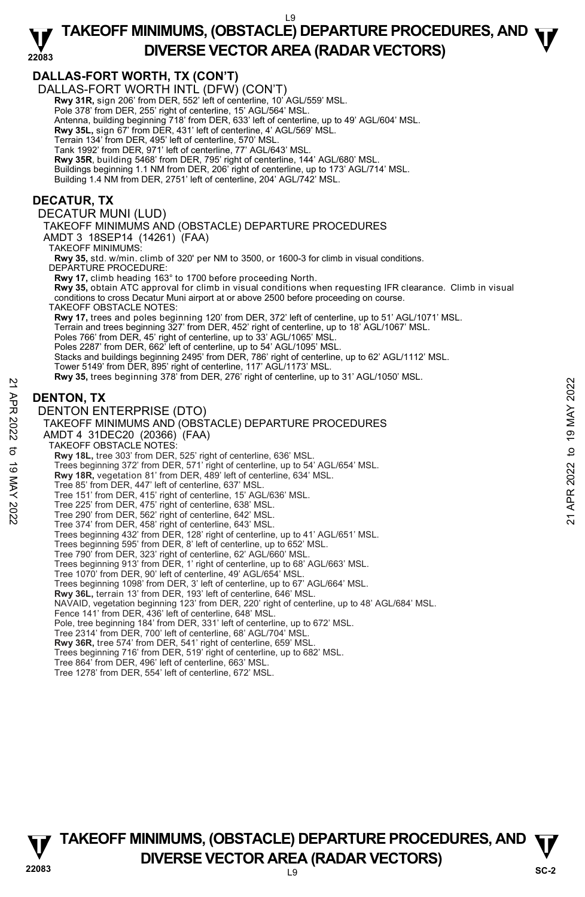## DALLAS-FORT WORTH, TX (CON'T)

DALLAS-FORT WORTH INTL (DFW) (CON'T)

**Rwy 31R,** sign 206' from DER, 552' left of centerline, 10' AGL/559' MSL.
Pole 378' from DER, 255' right of centerline, 15' AGL/564' MSL.
Antenna, building beginning 718' from DER, 633' left of centerline, up to 49' AGL/604' MSL.
**Rwy 35L,** sign 67' from DER, 431' left of centerline, 4' AGL/569' MSL.
Terrain 134' from DER, 495' left of centerline, 570' MSL.
Tank 1992' from DER, 971' left of centerline, 77' AGL/643' MSL.
**Rwy 35R**, building 5468' from DER, 795' right of centerline, 144' AGL/680' MSL.
Buildings beginning 1.1 NM from DER, 206' right of centerline, up to 173' AGL/714' MSL.
Building 1.4 NM from DER, 2751' left of centerline, 204' AGL/742' MSL.

## DECATUR, TX

DECATUR MUNI (LUD)

TAKEOFF MINIMUMS AND (OBSTACLE) DEPARTURE PROCEDURES

AMDT 3 18SEP14 (14261) (FAA)

TAKEOFF MINIMUMS:

**Rwy 35,** std. w/min. climb of 320' per NM to 3500, or 1600-3 for climb in visual conditions.

DEPARTURE PROCEDURE:

**Rwy 17,** climb heading 163° to 1700 before proceeding North.
**Rwy 35,** obtain ATC approval for climb in visual conditions when requesting IFR clearance. Climb in visual conditions to cross Decatur Muni airport at or above 2500 before proceeding on course.

TAKEOFF OBSTACLE NOTES:

**Rwy 17,** trees and poles beginning 120' from DER, 372' left of centerline, up to 51' AGL/1071' MSL.
Terrain and trees beginning 327' from DER, 452' right of centerline, up to 18' AGL/1067' MSL.
Poles 766' from DER, 45' right of centerline, up to 33' AGL/1065' MSL.
Poles 2287' from DER, 662' left of centerline, up to 54' AGL/1095' MSL.
Stacks and buildings beginning 2495' from DER, 786' right of centerline, up to 62' AGL/1112' MSL.
Tower 5149' from DER, 895' right of centerline, 117' AGL/1173' MSL.
**Rwy 35,** trees beginning 378' from DER, 276' right of centerline, up to 31' AGL/1050' MSL.

## DENTON, TX

DENTON ENTERPRISE (DTO)

TAKEOFF MINIMUMS AND (OBSTACLE) DEPARTURE PROCEDURES

AMDT 4 31DEC20 (20366) (FAA)

TAKEOFF OBSTACLE NOTES:

**Rwy 18L,** tree 303' from DER, 525' right of centerline, 636' MSL.
Trees beginning 372' from DER, 571' right of centerline, up to 54' AGL/654' MSL.
**Rwy 18R,** vegetation 81' from DER, 489' left of centerline, 634' MSL.
Tree 85' from DER, 447' left of centerline, 637' MSL.
Tree 151' from DER, 415' right of centerline, 15' AGL/636' MSL.
Tree 225' from DER, 475' right of centerline, 638' MSL.
Tree 290' from DER, 562' right of centerline, 642' MSL.
Tree 374' from DER, 458' right of centerline, 643' MSL.
Trees beginning 432' from DER, 128' right of centerline, up to 41' AGL/651' MSL.
Trees beginning 595' from DER, 8' left of centerline, up to 652' MSL.
Tree 790' from DER, 323' right of centerline, 62' AGL/660' MSL.
Trees beginning 913' from DER, 1' right of centerline, up to 68' AGL/663' MSL.
Tree 1070' from DER, 90' left of centerline, 49' AGL/654' MSL.
Trees beginning 1098' from DER, 3' left of centerline, up to 67' AGL/664' MSL.
**Rwy 36L,** terrain 13' from DER, 193' left of centerline, 646' MSL.
NAVAID, vegetation beginning 123' from DER, 220' right of centerline, up to 48' AGL/684' MSL.
Fence 141' from DER, 436' left of centerline, 648' MSL.
Pole, tree beginning 184' from DER, 331' left of centerline, up to 672' MSL.
Tree 2314' from DER, 700' left of centerline, 68' AGL/704' MSL.
**Rwy 36R,** tree 574' from DER, 541' right of centerline, 659' MSL.
Trees beginning 716' from DER, 519' right of centerline, up to 682' MSL.
Tree 864' from DER, 496' left of centerline, 663' MSL.
Tree 1278' from DER, 554' left of centerline, 672' MSL.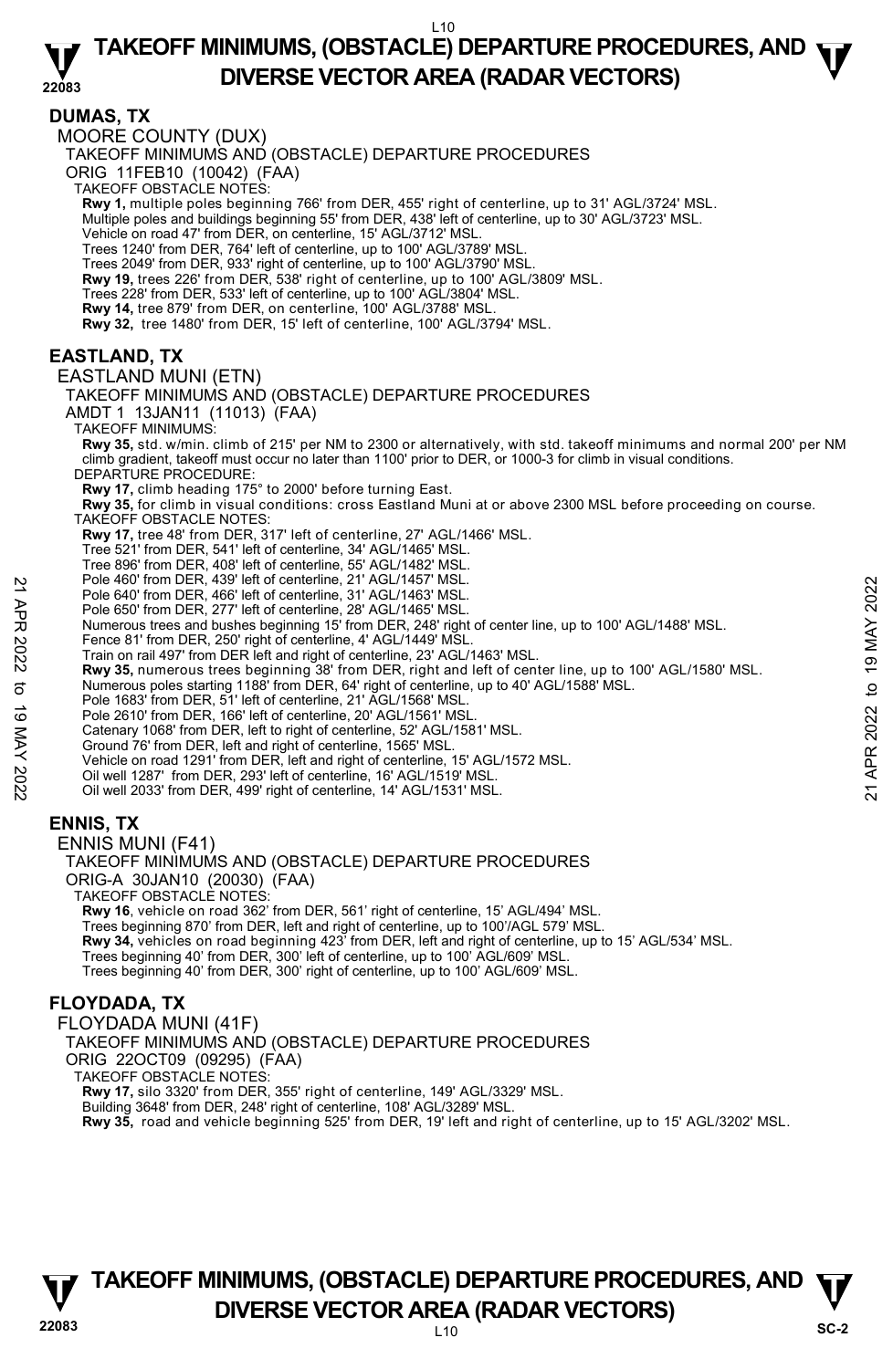## DUMAS, TX

MOORE COUNTY (DUX)

TAKEOFF MINIMUMS AND (OBSTACLE) DEPARTURE PROCEDURES

ORIG 11FEB10 (10042) (FAA)

TAKEOFF OBSTACLE NOTES:

**Rwy 1,** multiple poles beginning 766' from DER, 455' right of centerline, up to 31' AGL/3724' MSL.
Multiple poles and buildings beginning 55' from DER, 438' left of centerline, up to 30' AGL/3723' MSL.
Vehicle on road 47' from DER, on centerline, 15' AGL/3712' MSL.
Trees 1240' from DER, 764' left of centerline, up to 100' AGL/3789' MSL.
Trees 2049' from DER, 933' right of centerline, up to 100' AGL/3790' MSL.
**Rwy 19,** trees 226' from DER, 538' right of centerline, up to 100' AGL/3809' MSL.
Trees 228' from DER, 533' left of centerline, up to 100' AGL/3804' MSL.
**Rwy 14,** tree 879' from DER, on centerline, 100' AGL/3788' MSL.
**Rwy 32,** tree 1480' from DER, 15' left of centerline, 100' AGL/3794' MSL.

## EASTLAND, TX

EASTLAND MUNI (ETN)

TAKEOFF MINIMUMS AND (OBSTACLE) DEPARTURE PROCEDURES

AMDT 1 13JAN11 (11013) (FAA)

TAKEOFF MINIMUMS:

**Rwy 35,** std. w/min. climb of 215' per NM to 2300 or alternatively, with std. takeoff minimums and normal 200' per NM climb gradient, takeoff must occur no later than 1100' prior to DER, or 1000-3 for climb in visual conditions.

DEPARTURE PROCEDURE:

**Rwy 17,** climb heading 175° to 2000' before turning East.
**Rwy 35,** for climb in visual conditions: cross Eastland Muni at or above 2300 MSL before proceeding on course.

TAKEOFF OBSTACLE NOTES:

**Rwy 17,** tree 48' from DER, 317' left of centerline, 27' AGL/1466' MSL.
Tree 521' from DER, 541' left of centerline, 34' AGL/1465' MSL.
Tree 896' from DER, 408' left of centerline, 55' AGL/1482' MSL.
Pole 460' from DER, 439' left of centerline, 21' AGL/1457' MSL.
Pole 640' from DER, 466' left of centerline, 31' AGL/1463' MSL.
Pole 650' from DER, 277' left of centerline, 28' AGL/1465' MSL.
Numerous trees and bushes beginning 15' from DER, 248' right of center line, up to 100' AGL/1488' MSL.
Fence 81' from DER, 250' right of centerline, 4' AGL/1449' MSL.
Train on rail 497' from DER left and right of centerline, 23' AGL/1463' MSL.
**Rwy 35,** numerous trees beginning 38' from DER, right and left of center line, up to 100' AGL/1580' MSL.
Numerous poles starting 1188' from DER, 64' right of centerline, up to 40' AGL/1588' MSL.
Pole 1683' from DER, 51' left of centerline, 21' AGL/1568' MSL.
Pole 2610' from DER, 166' left of centerline, 20' AGL/1561' MSL.
Catenary 1068' from DER, left to right of centerline, 52' AGL/1581' MSL.
Ground 76' from DER, left and right of centerline, 1565' MSL.
Vehicle on road 1291' from DER, left and right of centerline, 15' AGL/1572 MSL.
Oil well 1287' from DER, 293' left of centerline, 16' AGL/1519' MSL.
Oil well 2033' from DER, 499' right of centerline, 14' AGL/1531' MSL.

## ENNIS, TX

ENNIS MUNI (F41)

TAKEOFF MINIMUMS AND (OBSTACLE) DEPARTURE PROCEDURES

ORIG-A 30JAN10 (20030) (FAA)

TAKEOFF OBSTACLE NOTES:

**Rwy 16**, vehicle on road 362' from DER, 561' right of centerline, 15' AGL/494' MSL.
Trees beginning 870' from DER, left and right of centerline, up to 100'/AGL 579' MSL.
**Rwy 34,** vehicles on road beginning 423' from DER, left and right of centerline, up to 15' AGL/534' MSL.
Trees beginning 40' from DER, 300' left of centerline, up to 100' AGL/609' MSL.
Trees beginning 40' from DER, 300' right of centerline, up to 100' AGL/609' MSL.

## FLOYDADA, TX

FLOYDADA MUNI (41F)

TAKEOFF MINIMUMS AND (OBSTACLE) DEPARTURE PROCEDURES

ORIG 22OCT09 (09295) (FAA)

TAKEOFF OBSTACLE NOTES:

**Rwy 17,** silo 3320' from DER, 355' right of centerline, 149' AGL/3329' MSL.
Building 3648' from DER, 248' right of centerline, 108' AGL/3289' MSL.
**Rwy 35,** road and vehicle beginning 525' from DER, 19' left and right of centerline, up to 15' AGL/3202' MSL.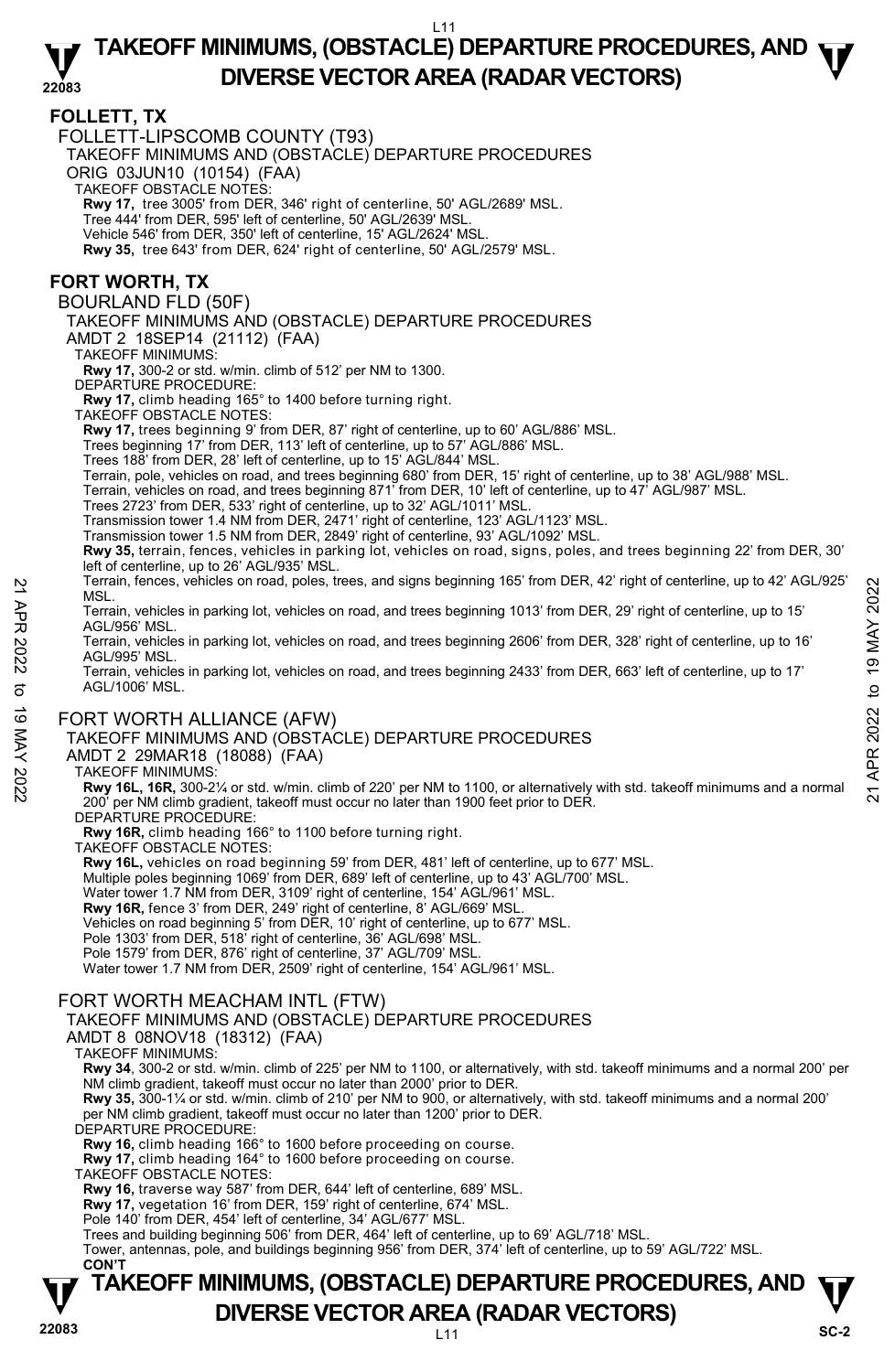## FOLLETT, TX

FOLLETT-LIPSCOMB COUNTY (T93)

TAKEOFF MINIMUMS AND (OBSTACLE) DEPARTURE PROCEDURES

ORIG 03JUN10 (10154) (FAA)

TAKEOFF OBSTACLE NOTES:

**Rwy 17,** tree 3005' from DER, 346' right of centerline, 50' AGL/2689' MSL.
Tree 444' from DER, 595' left of centerline, 50' AGL/2639' MSL.
Vehicle 546' from DER, 350' left of centerline, 15' AGL/2624' MSL.
**Rwy 35,** tree 643' from DER, 624' right of centerline, 50' AGL/2579' MSL.

## FORT WORTH, TX

BOURLAND FLD (50F)

TAKEOFF MINIMUMS AND (OBSTACLE) DEPARTURE PROCEDURES

AMDT 2 18SEP14 (21112) (FAA)

TAKEOFF MINIMUMS:

**Rwy 17,** 300-2 or std. w/min. climb of 512' per NM to 1300.

DEPARTURE PROCEDURE:

**Rwy 17,** climb heading 165° to 1400 before turning right.

TAKEOFF OBSTACLE NOTES:

**Rwy 17,** trees beginning 9' from DER, 87' right of centerline, up to 60' AGL/886' MSL.
Trees beginning 17' from DER, 113' left of centerline, up to 57' AGL/886' MSL.
Trees 188' from DER, 28' left of centerline, up to 15' AGL/844' MSL.
Terrain, pole, vehicles on road, and trees beginning 680' from DER, 15' right of centerline, up to 38' AGL/988' MSL.
Terrain, vehicles on road, and trees beginning 871' from DER, 10' left of centerline, up to 47' AGL/987' MSL.
Trees 2723' from DER, 533' right of centerline, up to 32' AGL/1011' MSL.
Transmission tower 1.4 NM from DER, 2471' right of centerline, 123' AGL/1123' MSL.
Transmission tower 1.5 NM from DER, 2849' right of centerline, 93' AGL/1092' MSL.
**Rwy 35,** terrain, fences, vehicles in parking lot, vehicles on road, signs, poles, and trees beginning 22' from DER, 30' left of centerline, up to 26' AGL/935' MSL.
Terrain, fences, vehicles on road, poles, trees, and signs beginning 165' from DER, 42' right of centerline, up to 42' AGL/925' MSL.
Terrain, vehicles in parking lot, vehicles on road, and trees beginning 1013' from DER, 29' right of centerline, up to 15' AGL/956' MSL.
Terrain, vehicles in parking lot, vehicles on road, and trees beginning 2606' from DER, 328' right of centerline, up to 16' AGL/995' MSL.
Terrain, vehicles in parking lot, vehicles on road, and trees beginning 2433' from DER, 663' left of centerline, up to 17' AGL/1006' MSL.

FORT WORTH ALLIANCE (AFW)

TAKEOFF MINIMUMS AND (OBSTACLE) DEPARTURE PROCEDURES

AMDT 2 29MAR18 (18088) (FAA)

TAKEOFF MINIMUMS:

**Rwy 16L, 16R,** 300-2¼ or std. w/min. climb of 220' per NM to 1100, or alternatively with std. takeoff minimums and a normal 200' per NM climb gradient, takeoff must occur no later than 1900 feet prior to DER.

DEPARTURE PROCEDURE:

**Rwy 16R,** climb heading 166° to 1100 before turning right.

TAKEOFF OBSTACLE NOTES:

**Rwy 16L,** vehicles on road beginning 59' from DER, 481' left of centerline, up to 677' MSL.
Multiple poles beginning 1069' from DER, 689' left of centerline, up to 43' AGL/700' MSL.
Water tower 1.7 NM from DER, 3109' right of centerline, 154' AGL/961' MSL.
**Rwy 16R,** fence 3' from DER, 249' right of centerline, 8' AGL/669' MSL.
Vehicles on road beginning 5' from DER, 10' right of centerline, up to 677' MSL.
Pole 1303' from DER, 518' right of centerline, 36' AGL/698' MSL.
Pole 1579' from DER, 876' right of centerline, 37' AGL/709' MSL.
Water tower 1.7 NM from DER, 2509' right of centerline, 154' AGL/961' MSL.

FORT WORTH MEACHAM INTL (FTW)

TAKEOFF MINIMUMS AND (OBSTACLE) DEPARTURE PROCEDURES

AMDT 8 08NOV18 (18312) (FAA)

TAKEOFF MINIMUMS:

**Rwy 34**, 300-2 or std. w/min. climb of 225' per NM to 1100, or alternatively, with std. takeoff minimums and a normal 200' per NM climb gradient, takeoff must occur no later than 2000' prior to DER.
**Rwy 35,** 300-1¼ or std. w/min. climb of 210' per NM to 900, or alternatively, with std. takeoff minimums and a normal 200' per NM climb gradient, takeoff must occur no later than 1200' prior to DER.

DEPARTURE PROCEDURE:

**Rwy 16,** climb heading 166° to 1600 before proceeding on course.
**Rwy 17,** climb heading 164° to 1600 before proceeding on course.

TAKEOFF OBSTACLE NOTES:

**Rwy 16,** traverse way 587' from DER, 644' left of centerline, 689' MSL.
**Rwy 17,** vegetation 16' from DER, 159' right of centerline, 674' MSL.
Pole 140' from DER, 454' left of centerline, 34' AGL/677' MSL.
Trees and building beginning 506' from DER, 464' left of centerline, up to 69' AGL/718' MSL.
Tower, antennas, pole, and buildings beginning 956' from DER, 374' left of centerline, up to 59' AGL/722' MSL.

**CON'T**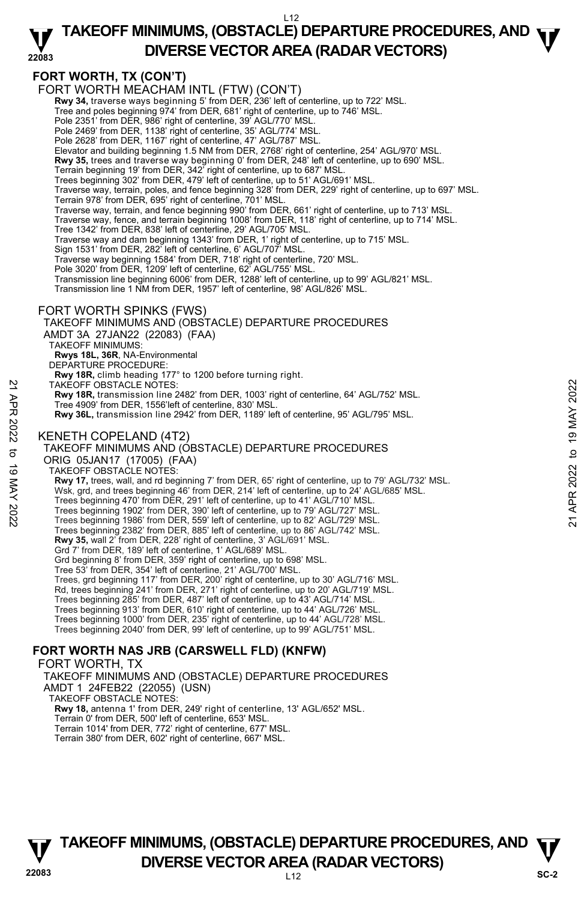**FORT WORTH, TX (CON'T)**

FORT WORTH MEACHAM INTL (FTW) (CON'T)

**Rwy 34,** traverse ways beginning 5' from DER, 236' left of centerline, up to 722' MSL.
Tree and poles beginning 974' from DER, 681' right of centerline, up to 746' MSL.
Pole 2351' from DER, 986' right of centerline, 39' AGL/770' MSL.
Pole 2469' from DER, 1138' right of centerline, 35' AGL/774' MSL.
Pole 2628' from DER, 1167' right of centerline, 47' AGL/787' MSL.
Elevator and building beginning 1.5 NM from DER, 2768' right of centerline, 254' AGL/970' MSL.
**Rwy 35,** trees and traverse way beginning 0' from DER, 248' left of centerline, up to 690' MSL.
Terrain beginning 19' from DER, 342' right of centerline, up to 687' MSL.
Trees beginning 302' from DER, 479' left of centerline, up to 51' AGL/691' MSL.
Traverse way, terrain, poles, and fence beginning 328' from DER, 229' right of centerline, up to 697' MSL.
Terrain 978' from DER, 695' right of centerline, 701' MSL.
Traverse way, terrain, and fence beginning 990' from DER, 661' right of centerline, up to 713' MSL.
Traverse way, fence, and terrain beginning 1008' from DER, 118' right of centerline, up to 714' MSL.
Tree 1342' from DER, 838' left of centerline, 29' AGL/705' MSL.
Traverse way and dam beginning 1343' from DER, 1' right of centerline, up to 715' MSL.
Sign 1531' from DER, 282' left of centerline, 6' AGL/707' MSL.
Traverse way beginning 1584' from DER, 718' right of centerline, 720' MSL.
Pole 3020' from DER, 1209' left of centerline, 62' AGL/755' MSL.
Transmission line beginning 6006' from DER, 1288' left of centerline, up to 99' AGL/821' MSL.
Transmission line 1 NM from DER, 1957' left of centerline, 98' AGL/826' MSL.

FORT WORTH SPINKS (FWS)

TAKEOFF MINIMUMS AND (OBSTACLE) DEPARTURE PROCEDURES
AMDT 3A 27JAN22 (22083) (FAA)
TAKEOFF MINIMUMS:
**Rwys 18L, 36R**, NA-Environmental
DEPARTURE PROCEDURE:
**Rwy 18R,** climb heading 177° to 1200 before turning right.
TAKEOFF OBSTACLE NOTES:
**Rwy 18R,** transmission line 2482' from DER, 1003' right of centerline, 64' AGL/752' MSL.
Tree 4909' from DER, 1556'left of centerline, 830' MSL.
**Rwy 36L,** transmission line 2942' from DER, 1189' left of centerline, 95' AGL/795' MSL.

KENETH COPELAND (4T2)

TAKEOFF MINIMUMS AND (OBSTACLE) DEPARTURE PROCEDURES
ORIG 05JAN17 (17005) (FAA)
TAKEOFF OBSTACLE NOTES:
**Rwy 17,** trees, wall, and rd beginning 7' from DER, 65' right of centerline, up to 79' AGL/732' MSL.
Wsk, grd, and trees beginning 46' from DER, 214' left of centerline, up to 24' AGL/685' MSL.
Trees beginning 470' from DER, 291' left of centerline, up to 41' AGL/710' MSL.
Trees beginning 1902' from DER, 390' left of centerline, up to 79' AGL/727' MSL.
Trees beginning 1986' from DER, 559' left of centerline, up to 82' AGL/729' MSL.
Trees beginning 2382' from DER, 885' left of centerline, up to 86' AGL/742' MSL.
**Rwy 35,** wall 2' from DER, 228' right of centerline, 3' AGL/691' MSL.
Grd 7' from DER, 189' left of centerline, 1' AGL/689' MSL.
Grd beginning 8' from DER, 359' right of centerline, up to 698' MSL.
Tree 53' from DER, 354' left of centerline, 21' AGL/700' MSL.
Trees, grd beginning 117' from DER, 200' right of centerline, up to 30' AGL/716' MSL.
Rd, trees beginning 241' from DER, 271' right of centerline, up to 20' AGL/719' MSL.
Trees beginning 285' from DER, 487' left of centerline, up to 43' AGL/714' MSL.
Trees beginning 913' from DER, 610' right of centerline, up to 44' AGL/726' MSL.
Trees beginning 1000' from DER, 235' right of centerline, up to 44' AGL/728' MSL.
Trees beginning 2040' from DER, 99' left of centerline, up to 99' AGL/751' MSL.

**FORT WORTH NAS JRB (CARSWELL FLD) (KNFW)**

FORT WORTH, TX
TAKEOFF MINIMUMS AND (OBSTACLE) DEPARTURE PROCEDURES
AMDT 1 24FEB22 (22055) (USN)
TAKEOFF OBSTACLE NOTES:
**Rwy 18,** antenna 1' from DER, 249' right of centerline, 13' AGL/652' MSL.
Terrain 0' from DER, 500' left of centerline, 653' MSL.
Terrain 1014' from DER, 772' right of centerline, 677' MSL.
Terrain 380' from DER, 602' right of centerline, 667' MSL.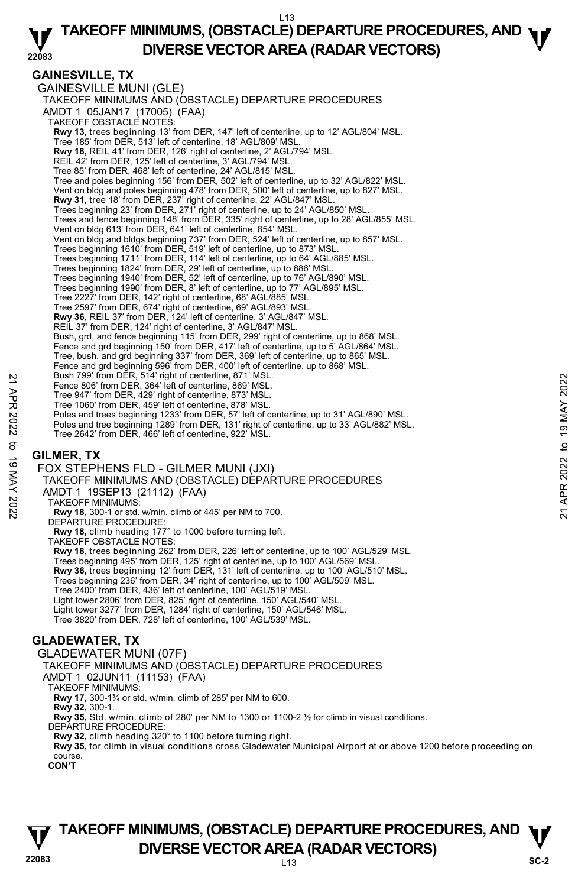## GAINESVILLE, TX

### GAINESVILLE MUNI (GLE)

TAKEOFF MINIMUMS AND (OBSTACLE) DEPARTURE PROCEDURES
AMDT 1 05JAN17 (17005) (FAA)

TAKEOFF OBSTACLE NOTES:

**Rwy 13,** trees beginning 13' from DER, 147' left of centerline, up to 12' AGL/804' MSL.
Tree 185' from DER, 513' left of centerline, 18' AGL/809' MSL.
**Rwy 18,** REIL 41' from DER, 126' right of centerline, 2' AGL/794' MSL.
REIL 42' from DER, 125' left of centerline, 3' AGL/794' MSL.
Tree 85' from DER, 468' left of centerline, 24' AGL/815' MSL.
Tree and poles beginning 156' from DER, 502' left of centerline, up to 32' AGL/822' MSL.
Vent on bldg and poles beginning 478' from DER, 500' left of centerline, up to 827' MSL.
**Rwy 31,** tree 18' from DER, 237' right of centerline, 22' AGL/847' MSL.
Trees beginning 23' from DER, 271' right of centerline, up to 24' AGL/850' MSL.
Trees and fence beginning 148' from DER, 335' right of centerline, up to 28' AGL/855' MSL.
Vent on bldg 613' from DER, 641' left of centerline, 854' MSL.
Vent on bldg and bldgs beginning 737' from DER, 524' left of centerline, up to 857' MSL.
Trees beginning 1610' from DER, 519' left of centerline, up to 873' MSL.
Trees beginning 1711' from DER, 114' left of centerline, up to 64' AGL/885' MSL.
Trees beginning 1824' from DER, 29' left of centerline, up to 886' MSL.
Trees beginning 1940' from DER, 52' left of centerline, up to 76' AGL/890' MSL.
Trees beginning 1990' from DER, 8' left of centerline, up to 77' AGL/895' MSL.
Tree 2227' from DER, 142' right of centerline, 68' AGL/885' MSL.
Tree 2597' from DER, 674' right of centerline, 69' AGL/893' MSL.
**Rwy 36,** REIL 37' from DER, 124' left of centerline, 3' AGL/847' MSL.
REIL 37' from DER, 124' right of centerline, 3' AGL/847' MSL.
Bush, grd, and fence beginning 115' from DER, 299' right of centerline, up to 868' MSL.
Fence and grd beginning 150' from DER, 417' left of centerline, up to 5' AGL/864' MSL.
Tree, bush, and grd beginning 337' from DER, 369' left of centerline, up to 865' MSL.
Fence and grd beginning 596' from DER, 400' left of centerline, up to 868' MSL.
Bush 799' from DER, 514' right of centerline, 871' MSL.
Fence 806' from DER, 364' left of centerline, 869' MSL.
Tree 947' from DER, 429' right of centerline, 873' MSL.
Tree 1060' from DER, 459' left of centerline, 878' MSL.
Poles and trees beginning 1233' from DER, 57' left of centerline, up to 31' AGL/890' MSL.
Poles and tree beginning 1289' from DER, 131' right of centerline, up to 33' AGL/882' MSL.
Tree 2642' from DER, 466' left of centerline, 922' MSL.

## GILMER, TX

### FOX STEPHENS FLD - GILMER MUNI (JXI)

TAKEOFF MINIMUMS AND (OBSTACLE) DEPARTURE PROCEDURES
AMDT 1 19SEP13 (21112) (FAA)

TAKEOFF MINIMUMS:
**Rwy 18,** 300-1 or std. w/min. climb of 445' per NM to 700.

DEPARTURE PROCEDURE:
**Rwy 18,** climb heading 177° to 1000 before turning left.

TAKEOFF OBSTACLE NOTES:
**Rwy 18,** trees beginning 262' from DER, 226' left of centerline, up to 100' AGL/529' MSL.
Trees beginning 495' from DER, 125' right of centerline, up to 100' AGL/569' MSL.
**Rwy 36,** trees beginning 12' from DER, 131' left of centerline, up to 100' AGL/510' MSL.
Trees beginning 236' from DER, 34' right of centerline, up to 100' AGL/509' MSL.
Tree 2400' from DER, 436' left of centerline, 100' AGL/519' MSL.
Light tower 2806' from DER, 825' right of centerline, 150' AGL/540' MSL.
Light tower 3277' from DER, 1284' right of centerline, 150' AGL/546' MSL.
Tree 3820' from DER, 728' left of centerline, 100' AGL/539' MSL.

## GLADEWATER, TX

### GLADEWATER MUNI (07F)

TAKEOFF MINIMUMS AND (OBSTACLE) DEPARTURE PROCEDURES
AMDT 1 02JUN11 (11153) (FAA)

TAKEOFF MINIMUMS:
**Rwy 17,** 300-1¾ or std. w/min. climb of 285' per NM to 600.
**Rwy 32,** 300-1.
**Rwy 35,** Std. w/min. climb of 280' per NM to 1300 or 1100-2 ½ for climb in visual conditions.

DEPARTURE PROCEDURE:
**Rwy 32,** climb heading 320° to 1100 before turning right.
**Rwy 35,** for climb in visual conditions cross Gladewater Municipal Airport at or above 1200 before proceeding on course.

**CON'T**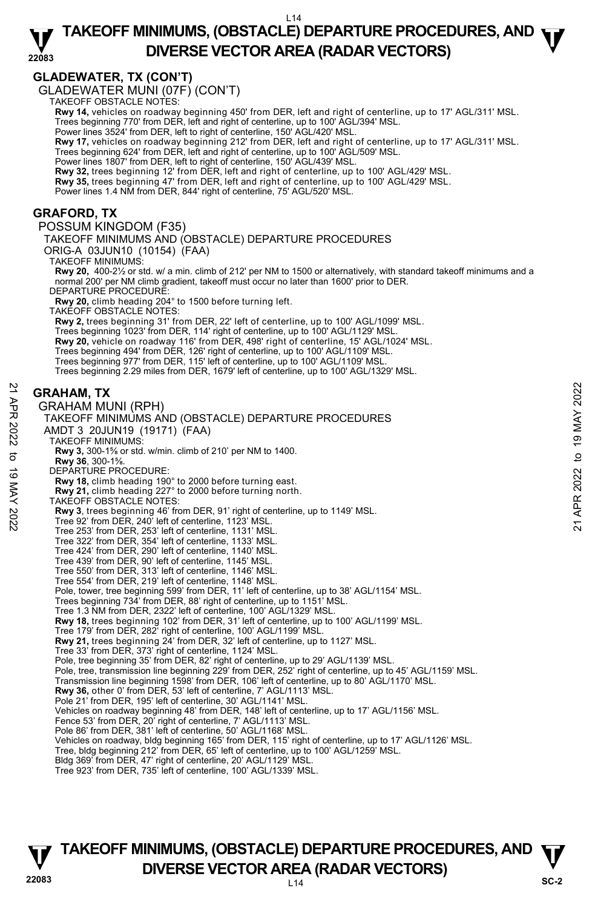## GLADEWATER, TX (CON'T)

GLADEWATER MUNI (07F) (CON'T)

TAKEOFF OBSTACLE NOTES:

**Rwy 14,** vehicles on roadway beginning 450' from DER, left and right of centerline, up to 17' AGL/311' MSL.
Trees beginning 770' from DER, left and right of centerline, up to 100' AGL/394' MSL.
Power lines 3524' from DER, left to right of centerline, 150' AGL/420' MSL.
**Rwy 17,** vehicles on roadway beginning 212' from DER, left and right of centerline, up to 17' AGL/311' MSL.
Trees beginning 624' from DER, left and right of centerline, up to 100' AGL/509' MSL.
Power lines 1807' from DER, left to right of centerline, 150' AGL/439' MSL.
**Rwy 32,** trees beginning 12' from DER, left and right of centerline, up to 100' AGL/429' MSL.
**Rwy 35,** trees beginning 47' from DER, left and right of centerline, up to 100' AGL/429' MSL.
Power lines 1.4 NM from DER, 844' right of centerline, 75' AGL/520' MSL.

## GRAFORD, TX

POSSUM KINGDOM (F35)

TAKEOFF MINIMUMS AND (OBSTACLE) DEPARTURE PROCEDURES

ORIG-A 03JUN10 (10154) (FAA)

TAKEOFF MINIMUMS:

**Rwy 20,** 400-2½ or std. w/ a min. climb of 212' per NM to 1500 or alternatively, with standard takeoff minimums and a normal 200' per NM climb gradient, takeoff must occur no later than 1600' prior to DER.

DEPARTURE PROCEDURE:

**Rwy 20,** climb heading 204° to 1500 before turning left.

TAKEOFF OBSTACLE NOTES:

**Rwy 2,** trees beginning 31' from DER, 22' left of centerline, up to 100' AGL/1099' MSL.
Trees beginning 1023' from DER, 114' right of centerline, up to 100' AGL/1129' MSL.
**Rwy 20,** vehicle on roadway 116' from DER, 498' right of centerline, 15' AGL/1024' MSL.
Trees beginning 494' from DER, 126' right of centerline, up to 100' AGL/1109' MSL.
Trees beginning 977' from DER, 115' left of centerline, up to 100' AGL/1109' MSL.
Trees beginning 2.29 miles from DER, 1679' left of centerline, up to 100' AGL/1329' MSL.

## GRAHAM, TX

GRAHAM MUNI (RPH)

TAKEOFF MINIMUMS AND (OBSTACLE) DEPARTURE PROCEDURES

AMDT 3 20JUN19 (19171) (FAA)

TAKEOFF MINIMUMS:

**Rwy 3,** 300-1⅝ or std. w/min. climb of 210' per NM to 1400.
**Rwy 36**, 300-1⅝.

DEPARTURE PROCEDURE:

**Rwy 18,** climb heading 190° to 2000 before turning east.
**Rwy 21,** climb heading 227° to 2000 before turning north.

TAKEOFF OBSTACLE NOTES:

**Rwy 3**, trees beginning 46' from DER, 91' right of centerline, up to 1149' MSL.
Tree 92' from DER, 240' left of centerline, 1123' MSL.
Tree 253' from DER, 253' left of centerline, 1131' MSL.
Tree 322' from DER, 354' left of centerline, 1133' MSL.
Tree 424' from DER, 290' left of centerline, 1140' MSL.
Tree 439' from DER, 90' left of centerline, 1145' MSL.
Tree 550' from DER, 313' left of centerline, 1146' MSL.
Tree 554' from DER, 219' left of centerline, 1148' MSL.
Pole, tower, tree beginning 599' from DER, 11' left of centerline, up to 38' AGL/1154' MSL.
Trees beginning 734' from DER, 88' right of centerline, up to 1151' MSL.
Tree 1.3 NM from DER, 2322' left of centerline, 100' AGL/1329' MSL.
**Rwy 18,** trees beginning 102' from DER, 31' left of centerline, up to 100' AGL/1199' MSL.
Tree 179' from DER, 282' right of centerline, 100' AGL/1199' MSL.
**Rwy 21,** trees beginning 24' from DER, 32' left of centerline, up to 1127' MSL.
Tree 33' from DER, 373' right of centerline, 1124' MSL.
Pole, tree beginning 35' from DER, 82' right of centerline, up to 29' AGL/1139' MSL.
Pole, tree, transmission line beginning 229' from DER, 252' right of centerline, up to 45' AGL/1159' MSL.
Transmission line beginning 1598' from DER, 106' left of centerline, up to 80' AGL/1170' MSL.
**Rwy 36,** other 0' from DER, 53' left of centerline, 7' AGL/1113' MSL.
Pole 21' from DER, 195' left of centerline, 30' AGL/1141' MSL.
Vehicles on roadway beginning 48' from DER, 148' left of centerline, up to 17' AGL/1156' MSL.
Fence 53' from DER, 20' right of centerline, 7' AGL/1113' MSL.
Pole 86' from DER, 381' left of centerline, 50' AGL/1168' MSL.
Vehicles on roadway, bldg beginning 165' from DER, 115' right of centerline, up to 17' AGL/1126' MSL.
Tree, bldg beginning 212' from DER, 65' left of centerline, up to 100' AGL/1259' MSL.
Bldg 369' from DER, 47' right of centerline, 20' AGL/1129' MSL.
Tree 923' from DER, 735' left of centerline, 100' AGL/1339' MSL.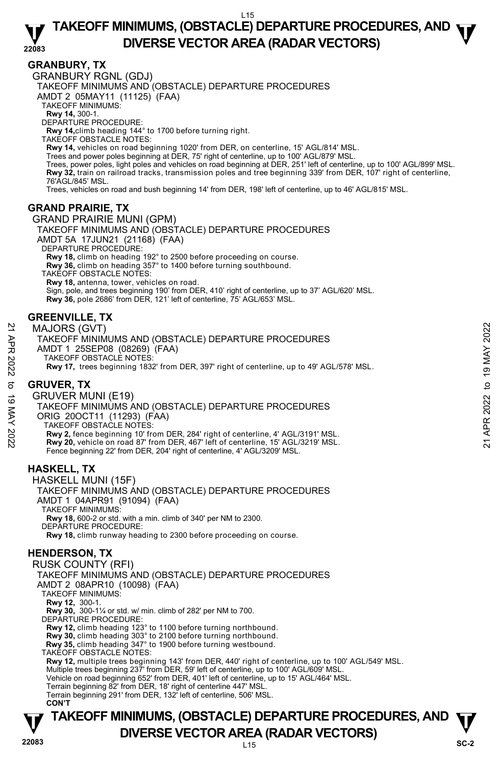## GRANBURY, TX

GRANBURY RGNL (GDJ)
TAKEOFF MINIMUMS AND (OBSTACLE) DEPARTURE PROCEDURES
AMDT 2 05MAY11 (11125) (FAA)
TAKEOFF MINIMUMS:
**Rwy 14,** 300-1.
DEPARTURE PROCEDURE:
**Rwy 14,** climb heading 144° to 1700 before turning right.
TAKEOFF OBSTACLE NOTES:
**Rwy 14,** vehicles on road beginning 1020' from DER, on centerline, 15' AGL/814' MSL.
Trees and power poles beginning at DER, 75' right of centerline, up to 100' AGL/879' MSL.
Trees, power poles, light poles and vehicles on road beginning at DER, 251' left of centerline, up to 100' AGL/899' MSL.
**Rwy 32,** train on railroad tracks, transmission poles and tree beginning 339' from DER, 107' right of centerline, 76'AGL/845' MSL.
Trees, vehicles on road and bush beginning 14' from DER, 198' left of centerline, up to 46' AGL/815' MSL.

## GRAND PRAIRIE, TX

GRAND PRAIRIE MUNI (GPM)
TAKEOFF MINIMUMS AND (OBSTACLE) DEPARTURE PROCEDURES
AMDT 5A 17JUN21 (21168) (FAA)
DEPARTURE PROCEDURE:
**Rwy 18,** climb on heading 192° to 2500 before proceeding on course.
**Rwy 36,** climb on heading 357° to 1400 before turning southbound.
TAKEOFF OBSTACLE NOTES:
**Rwy 18,** antenna, tower, vehicles on road.
Sign, pole, and trees beginning 190' from DER, 410' right of centerline, up to 37' AGL/620' MSL.
**Rwy 36,** pole 2686' from DER, 121' left of centerline, 75' AGL/653' MSL.

## GREENVILLE, TX

MAJORS (GVT)
TAKEOFF MINIMUMS AND (OBSTACLE) DEPARTURE PROCEDURES
AMDT 1 25SEP08 (08269) (FAA)
TAKEOFF OBSTACLE NOTES:
**Rwy 17,** trees beginning 1832' from DER, 397' right of centerline, up to 49' AGL/578' MSL.

## GRUVER, TX

GRUVER MUNI (E19)
TAKEOFF MINIMUMS AND (OBSTACLE) DEPARTURE PROCEDURES
ORIG 20OCT11 (11293) (FAA)
TAKEOFF OBSTACLE NOTES:
**Rwy 2,** fence beginning 10' from DER, 284' right of centerline, 4' AGL/3191' MSL.
**Rwy 20,** vehicle on road 87' from DER, 467' left of centerline, 15' AGL/3219' MSL.
Fence beginning 22' from DER, 204' right of centerline, 4' AGL/3209' MSL.

## HASKELL, TX

HASKELL MUNI (15F)
TAKEOFF MINIMUMS AND (OBSTACLE) DEPARTURE PROCEDURES
AMDT 1 04APR91 (91094) (FAA)
TAKEOFF MINIMUMS:
**Rwy 18,** 600-2 or std. with a min. climb of 340' per NM to 2300.
DEPARTURE PROCEDURE:
**Rwy 18,** climb runway heading to 2300 before proceeding on course.

## HENDERSON, TX

RUSK COUNTY (RFI)
TAKEOFF MINIMUMS AND (OBSTACLE) DEPARTURE PROCEDURES
AMDT 2 08APR10 (10098) (FAA)
TAKEOFF MINIMUMS:
**Rwy 12,** 300-1.
**Rwy 30,** 300-1¼ or std. w/ min. climb of 282' per NM to 700.
DEPARTURE PROCEDURE:
**Rwy 12,** climb heading 123° to 1100 before turning northbound.
**Rwy 30,** climb heading 303° to 2100 before turning northbound.
**Rwy 35,** climb heading 347° to 1900 before turning westbound.
TAKEOFF OBSTACLE NOTES:
**Rwy 12,** multiple trees beginning 143' from DER, 440' right of centerline, up to 100' AGL/549' MSL.
Multiple trees beginning 237' from DER, 59' left of centerline, up to 100' AGL/609' MSL.
Vehicle on road beginning 652' from DER, 401' left of centerline, up to 15' AGL/464' MSL.
Terrain beginning 82' from DER, 18' right of centerline 447' MSL.
Terrain beginning 291' from DER, 132' left of centerline, 506' MSL.
**CON'T**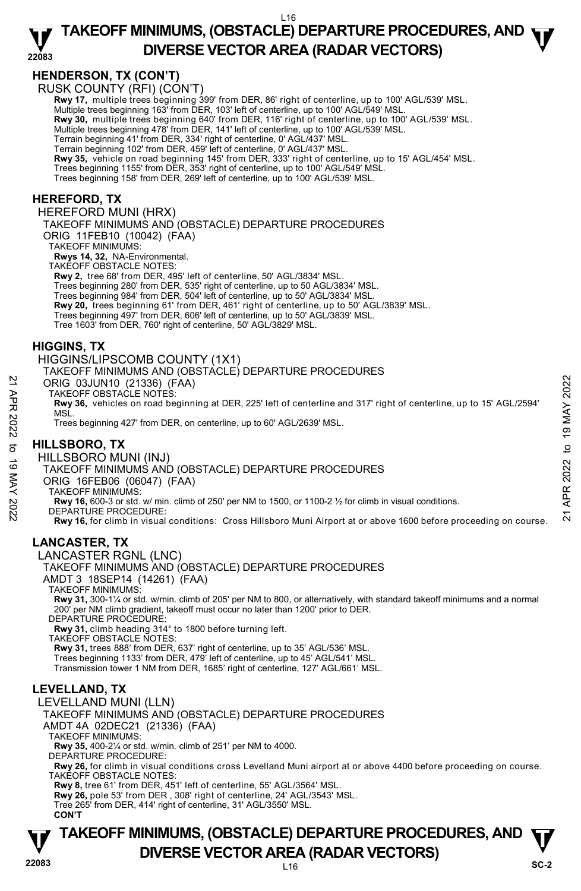## HENDERSON, TX (CON'T)

RUSK COUNTY (RFI) (CON'T)

**Rwy 17,** multiple trees beginning 399' from DER, 86' right of centerline, up to 100' AGL/539' MSL.
Multiple trees beginning 163' from DER, 103' left of centerline, up to 100' AGL/549' MSL.
**Rwy 30,** multiple trees beginning 640' from DER, 116' right of centerline, up to 100' AGL/539' MSL.
Multiple trees beginning 478' from DER, 141' left of centerline, up to 100' AGL/539' MSL.
Terrain beginning 41' from DER, 334' right of centerline, 0' AGL/437' MSL.
Terrain beginning 102' from DER, 459' left of centerline, 0' AGL/437' MSL.
**Rwy 35,** vehicle on road beginning 145' from DER, 333' right of centerline, up to 15' AGL/454' MSL.
Trees beginning 1155' from DER, 353' right of centerline, up to 100' AGL/549' MSL.
Trees beginning 158' from DER, 269' left of centerline, up to 100' AGL/539' MSL.

## HEREFORD, TX

HEREFORD MUNI (HRX)

TAKEOFF MINIMUMS AND (OBSTACLE) DEPARTURE PROCEDURES
ORIG 11FEB10 (10042) (FAA)

TAKEOFF MINIMUMS:
**Rwys 14, 32,** NA-Environmental.

TAKEOFF OBSTACLE NOTES:
**Rwy 2,** tree 68' from DER, 495' left of centerline, 50' AGL/3834' MSL.
Trees beginning 280' from DER, 535' right of centerline, up to 50 AGL/3834' MSL.
Trees beginning 984' from DER, 504' left of centerline, up to 50' AGL/3834' MSL.
**Rwy 20,** trees beginning 61' from DER, 461' right of centerline, up to 50' AGL/3839' MSL.
Trees beginning 497' from DER, 606' left of centerline, up to 50' AGL/3839' MSL.
Tree 1603' from DER, 760' right of centerline, 50' AGL/3829' MSL.

## HIGGINS, TX

HIGGINS/LIPSCOMB COUNTY (1X1)

TAKEOFF MINIMUMS AND (OBSTACLE) DEPARTURE PROCEDURES
ORIG 03JUN10 (21336) (FAA)

TAKEOFF OBSTACLE NOTES:
**Rwy 36,** vehicles on road beginning at DER, 225' left of centerline and 317' right of centerline, up to 15' AGL/2594' MSL.
Trees beginning 427' from DER, on centerline, up to 60' AGL/2639' MSL.

## HILLSBORO, TX

HILLSBORO MUNI (INJ)

TAKEOFF MINIMUMS AND (OBSTACLE) DEPARTURE PROCEDURES
ORIG 16FEB06 (06047) (FAA)

TAKEOFF MINIMUMS:
**Rwy 16,** 600-3 or std. w/ min. climb of 250' per NM to 1500, or 1100-2 ½ for climb in visual conditions.

DEPARTURE PROCEDURE:
**Rwy 16,** for climb in visual conditions: Cross Hillsboro Muni Airport at or above 1600 before proceeding on course.

## LANCASTER, TX

LANCASTER RGNL (LNC)

TAKEOFF MINIMUMS AND (OBSTACLE) DEPARTURE PROCEDURES
AMDT 3 18SEP14 (14261) (FAA)

TAKEOFF MINIMUMS:
**Rwy 31,** 300-1¼ or std. w/min. climb of 205' per NM to 800, or alternatively, with standard takeoff minimums and a normal 200' per NM climb gradient, takeoff must occur no later than 1200' prior to DER.

DEPARTURE PROCEDURE:
**Rwy 31,** climb heading 314° to 1800 before turning left.

TAKEOFF OBSTACLE NOTES:
**Rwy 31,** trees 888' from DER, 637' right of centerline, up to 35' AGL/536' MSL.
Trees beginning 1133' from DER, 479' left of centerline, up to 45' AGL/541' MSL.
Transmission tower 1 NM from DER, 1685' right of centerline, 127' AGL/661' MSL.

## LEVELLAND, TX

LEVELLAND MUNI (LLN)

TAKEOFF MINIMUMS AND (OBSTACLE) DEPARTURE PROCEDURES
AMDT 4A 02DEC21 (21336) (FAA)

TAKEOFF MINIMUMS:
**Rwy 35,** 400-2¼ or std. w/min. climb of 251' per NM to 4000.

DEPARTURE PROCEDURE:
**Rwy 26,** for climb in visual conditions cross Levelland Muni airport at or above 4400 before proceeding on course.

TAKEOFF OBSTACLE NOTES:
**Rwy 8,** tree 61' from DER, 451' left of centerline, 55' AGL/3564' MSL.
**Rwy 26,** pole 53' from DER , 308' right of centerline, 24' AGL/3543' MSL.
Tree 265' from DER, 414' right of centerline, 31' AGL/3550' MSL.

**CON'T**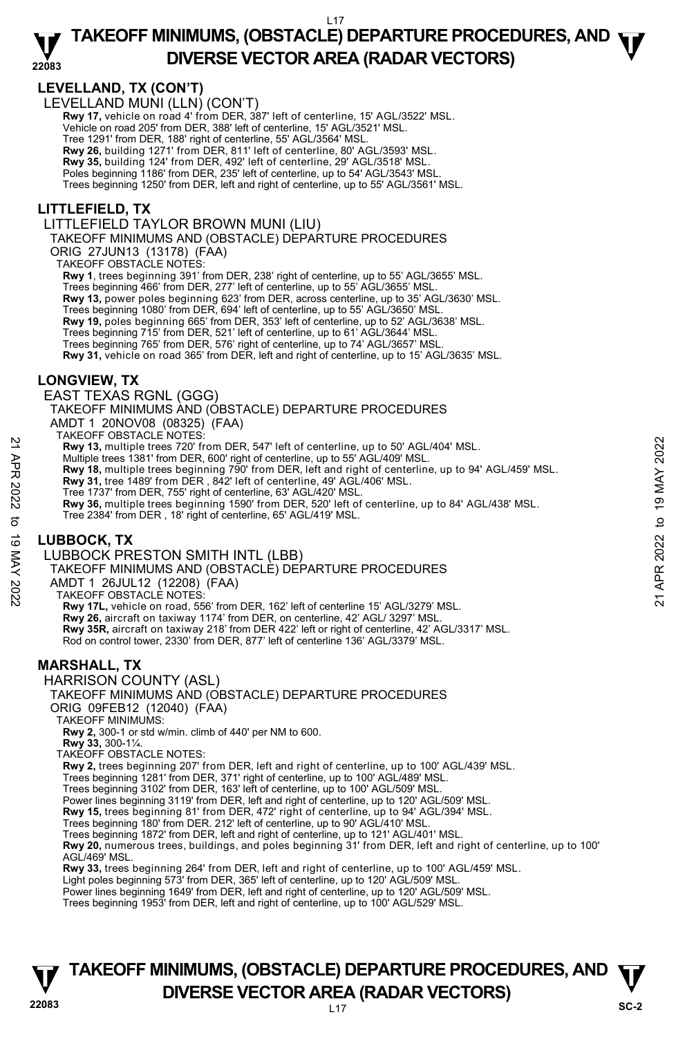## LEVELLAND, TX (CON'T)

LEVELLAND MUNI (LLN) (CON'T)

**Rwy 17,** vehicle on road 4' from DER, 387' left of centerline, 15' AGL/3522' MSL.
Vehicle on road 205' from DER, 388' left of centerline, 15' AGL/3521' MSL.
Tree 1291' from DER, 188' right of centerline, 55' AGL/3564' MSL.
**Rwy 26,** building 1271' from DER, 811' left of centerline, 80' AGL/3593' MSL.
**Rwy 35,** building 124' from DER, 492' left of centerline, 29' AGL/3518' MSL.
Poles beginning 1186' from DER, 235' left of centerline, up to 54' AGL/3543' MSL.
Trees beginning 1250' from DER, left and right of centerline, up to 55' AGL/3561' MSL.

## LITTLEFIELD, TX

LITTLEFIELD TAYLOR BROWN MUNI (LIU)
TAKEOFF MINIMUMS AND (OBSTACLE) DEPARTURE PROCEDURES
ORIG 27JUN13 (13178) (FAA)
TAKEOFF OBSTACLE NOTES:

**Rwy 1**, trees beginning 391' from DER, 238' right of centerline, up to 55' AGL/3655' MSL.
Trees beginning 466' from DER, 277' left of centerline, up to 55' AGL/3655' MSL.
**Rwy 13,** power poles beginning 623' from DER, across centerline, up to 35' AGL/3630' MSL.
Trees beginning 1080' from DER, 694' left of centerline, up to 55' AGL/3650' MSL.
**Rwy 19,** poles beginning 665' from DER, 353' left of centerline, up to 52' AGL/3638' MSL.
Trees beginning 715' from DER, 521' left of centerline, up to 61' AGL/3644' MSL.
Trees beginning 765' from DER, 576' right of centerline, up to 74' AGL/3657' MSL.
**Rwy 31,** vehicle on road 365' from DER, left and right of centerline, up to 15' AGL/3635' MSL.

## LONGVIEW, TX

EAST TEXAS RGNL (GGG)
TAKEOFF MINIMUMS AND (OBSTACLE) DEPARTURE PROCEDURES
AMDT 1 20NOV08 (08325) (FAA)
TAKEOFF OBSTACLE NOTES:

**Rwy 13,** multiple trees 720' from DER, 547' left of centerline, up to 50' AGL/404' MSL.
Multiple trees 1381' from DER, 600' right of centerline, up to 55' AGL/409' MSL.
**Rwy 18,** multiple trees beginning 790' from DER, left and right of centerline, up to 94' AGL/459' MSL.
**Rwy 31,** tree 1489' from DER , 842' left of centerline, 49' AGL/406' MSL.
Tree 1737' from DER, 755' right of centerline, 63' AGL/420' MSL.
**Rwy 36,** multiple trees beginning 1590' from DER, 520' left of centerline, up to 84' AGL/438' MSL.
Tree 2384' from DER , 18' right of centerline, 65' AGL/419' MSL.

## LUBBOCK, TX

LUBBOCK PRESTON SMITH INTL (LBB)
TAKEOFF MINIMUMS AND (OBSTACLE) DEPARTURE PROCEDURES
AMDT 1 26JUL12 (12208) (FAA)
TAKEOFF OBSTACLE NOTES:

**Rwy 17L,** vehicle on road, 556' from DER, 162' left of centerline 15' AGL/3279' MSL.
**Rwy 26,** aircraft on taxiway 1174' from DER, on centerline, 42' AGL/ 3297' MSL.
**Rwy 35R,** aircraft on taxiway 218' from DER 422' left or right of centerline, 42' AGL/3317' MSL.
Rod on control tower, 2330' from DER, 877' left of centerline 136' AGL/3379' MSL.

## MARSHALL, TX

HARRISON COUNTY (ASL)
TAKEOFF MINIMUMS AND (OBSTACLE) DEPARTURE PROCEDURES
ORIG 09FEB12 (12040) (FAA)
TAKEOFF MINIMUMS:

**Rwy 2,** 300-1 or std w/min. climb of 440' per NM to 600.
**Rwy 33,** 300-1¼.

TAKEOFF OBSTACLE NOTES:

**Rwy 2,** trees beginning 207' from DER, left and right of centerline, up to 100' AGL/439' MSL.
Trees beginning 1281' from DER, 371' right of centerline, up to 100' AGL/489' MSL.
Trees beginning 3102' from DER, 163' left of centerline, up to 100' AGL/509' MSL.
Power lines beginning 3119' from DER, left and right of centerline, up to 120' AGL/509' MSL.
**Rwy 15,** trees beginning 81' from DER, 472' right of centerline, up to 94' AGL/394' MSL.
Trees beginning 180' from DER. 212' left of centerline, up to 90' AGL/410' MSL.
Trees beginning 1872' from DER, left and right of centerline, up to 121' AGL/401' MSL.
**Rwy 20,** numerous trees, buildings, and poles beginning 31' from DER, left and right of centerline, up to 100' AGL/469' MSL.
**Rwy 33,** trees beginning 264' from DER, left and right of centerline, up to 100' AGL/459' MSL.
Light poles beginning 573' from DER, 365' left of centerline, up to 120' AGL/509' MSL.
Power lines beginning 1649' from DER, left and right of centerline, up to 120' AGL/509' MSL.
Trees beginning 1953' from DER, left and right of centerline, up to 100' AGL/529' MSL.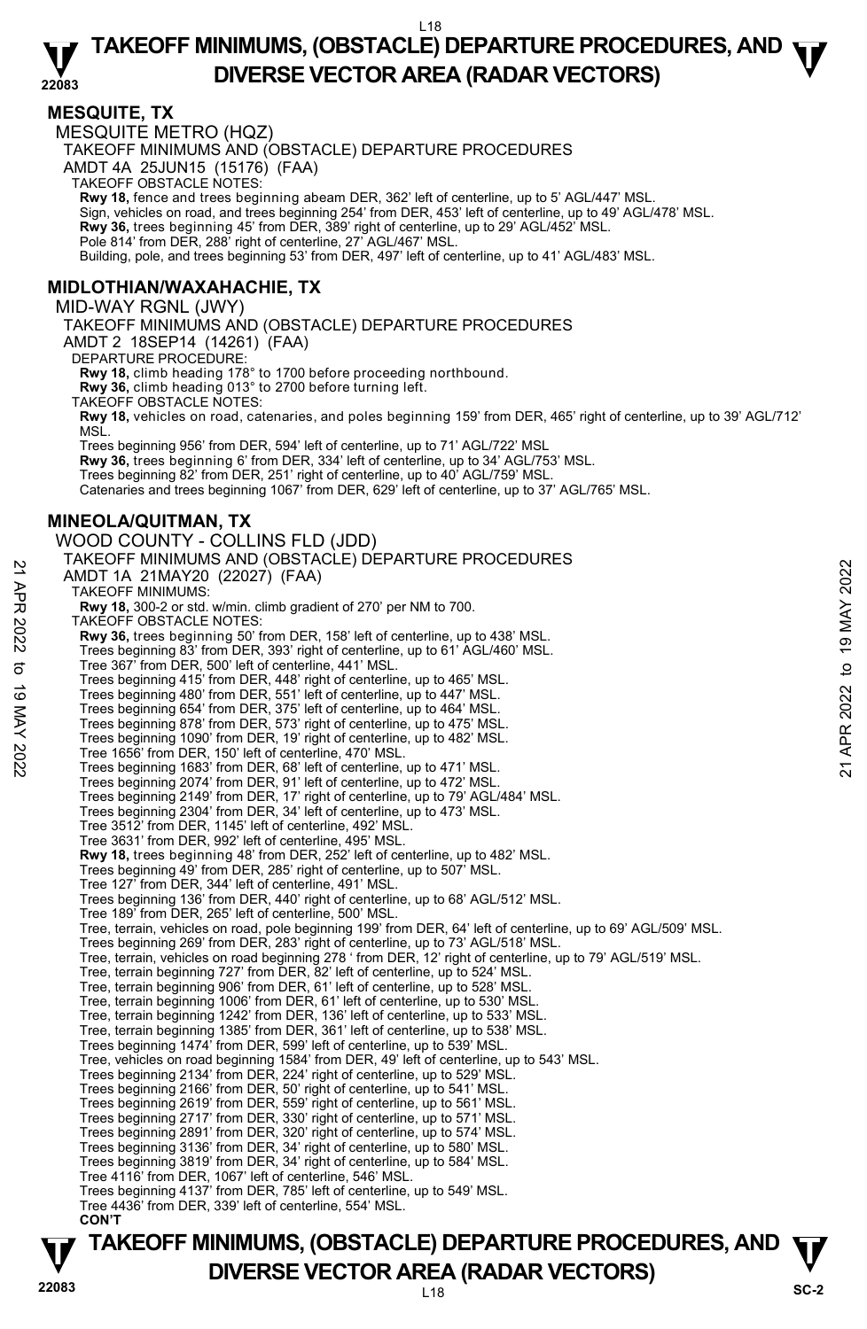## MESQUITE, TX

MESQUITE METRO (HQZ)

TAKEOFF MINIMUMS AND (OBSTACLE) DEPARTURE PROCEDURES

AMDT 4A 25JUN15 (15176) (FAA)

TAKEOFF OBSTACLE NOTES:

**Rwy 18,** fence and trees beginning abeam DER, 362' left of centerline, up to 5' AGL/447' MSL.
Sign, vehicles on road, and trees beginning 254' from DER, 453' left of centerline, up to 49' AGL/478' MSL.
**Rwy 36,** trees beginning 45' from DER, 389' right of centerline, up to 29' AGL/452' MSL.
Pole 814' from DER, 288' right of centerline, 27' AGL/467' MSL.
Building, pole, and trees beginning 53' from DER, 497' left of centerline, up to 41' AGL/483' MSL.

## MIDLOTHIAN/WAXAHACHIE, TX

MID-WAY RGNL (JWY)

TAKEOFF MINIMUMS AND (OBSTACLE) DEPARTURE PROCEDURES

AMDT 2 18SEP14 (14261) (FAA)

DEPARTURE PROCEDURE:

**Rwy 18,** climb heading 178° to 1700 before proceeding northbound.
**Rwy 36,** climb heading 013° to 2700 before turning left.

TAKEOFF OBSTACLE NOTES:

**Rwy 18,** vehicles on road, catenaries, and poles beginning 159' from DER, 465' right of centerline, up to 39' AGL/712' MSL.
Trees beginning 956' from DER, 594' left of centerline, up to 71' AGL/722' MSL
**Rwy 36,** trees beginning 6' from DER, 334' left of centerline, up to 34' AGL/753' MSL.
Trees beginning 82' from DER, 251' right of centerline, up to 40' AGL/759' MSL.
Catenaries and trees beginning 1067' from DER, 629' left of centerline, up to 37' AGL/765' MSL.

## MINEOLA/QUITMAN, TX

WOOD COUNTY - COLLINS FLD (JDD)

TAKEOFF MINIMUMS AND (OBSTACLE) DEPARTURE PROCEDURES

AMDT 1A 21MAY20 (22027) (FAA)

TAKEOFF MINIMUMS:

**Rwy 18,** 300-2 or std. w/min. climb gradient of 270' per NM to 700.

TAKEOFF OBSTACLE NOTES:

**Rwy 36,** trees beginning 50' from DER, 158' left of centerline, up to 438' MSL.
Trees beginning 83' from DER, 393' right of centerline, up to 61' AGL/460' MSL.
Tree 367' from DER, 500' left of centerline, 441' MSL.
Trees beginning 415' from DER, 448' right of centerline, up to 465' MSL.
Trees beginning 480' from DER, 551' left of centerline, up to 447' MSL.
Trees beginning 654' from DER, 375' left of centerline, up to 464' MSL.
Trees beginning 878' from DER, 573' right of centerline, up to 475' MSL.
Trees beginning 1090' from DER, 19' right of centerline, up to 482' MSL.
Tree 1656' from DER, 150' left of centerline, 470' MSL.
Trees beginning 1683' from DER, 68' left of centerline, up to 471' MSL.
Trees beginning 2074' from DER, 91' left of centerline, up to 472' MSL.
Trees beginning 2149' from DER, 17' right of centerline, up to 79' AGL/484' MSL.
Trees beginning 2304' from DER, 34' left of centerline, up to 473' MSL.
Tree 3512' from DER, 1145' left of centerline, 492' MSL.
Tree 3631' from DER, 992' left of centerline, 495' MSL.
**Rwy 18,** trees beginning 48' from DER, 252' left of centerline, up to 482' MSL.
Trees beginning 49' from DER, 285' right of centerline, up to 507' MSL.
Tree 127' from DER, 344' left of centerline, 491' MSL.
Trees beginning 136' from DER, 440' right of centerline, up to 68' AGL/512' MSL.
Tree 189' from DER, 265' left of centerline, 500' MSL.
Tree, terrain, vehicles on road, pole beginning 199' from DER, 64' left of centerline, up to 69' AGL/509' MSL.
Trees beginning 269' from DER, 283' right of centerline, up to 73' AGL/518' MSL.
Tree, terrain, vehicles on road beginning 278 ' from DER, 12' right of centerline, up to 79' AGL/519' MSL.
Tree, terrain beginning 727' from DER, 82' left of centerline, up to 524' MSL.
Tree, terrain beginning 906' from DER, 61' left of centerline, up to 528' MSL.
Tree, terrain beginning 1006' from DER, 61' left of centerline, up to 530' MSL.
Tree, terrain beginning 1242' from DER, 136' left of centerline, up to 533' MSL.
Tree, terrain beginning 1385' from DER, 361' left of centerline, up to 538' MSL.
Trees beginning 1474' from DER, 599' left of centerline, up to 539' MSL.
Tree, vehicles on road beginning 1584' from DER, 49' left of centerline, up to 543' MSL.
Trees beginning 2134' from DER, 224' right of centerline, up to 529' MSL.
Trees beginning 2166' from DER, 50' right of centerline, up to 541' MSL.
Trees beginning 2619' from DER, 559' right of centerline, up to 561' MSL.
Trees beginning 2717' from DER, 330' right of centerline, up to 571' MSL.
Trees beginning 2891' from DER, 320' right of centerline, up to 574' MSL.
Trees beginning 3136' from DER, 34' right of centerline, up to 580' MSL.
Trees beginning 3819' from DER, 34' right of centerline, up to 584' MSL.
Tree 4116' from DER, 1067' left of centerline, 546' MSL.
Trees beginning 4137' from DER, 785' left of centerline, up to 549' MSL.
Tree 4436' from DER, 339' left of centerline, 554' MSL.

**CON'T**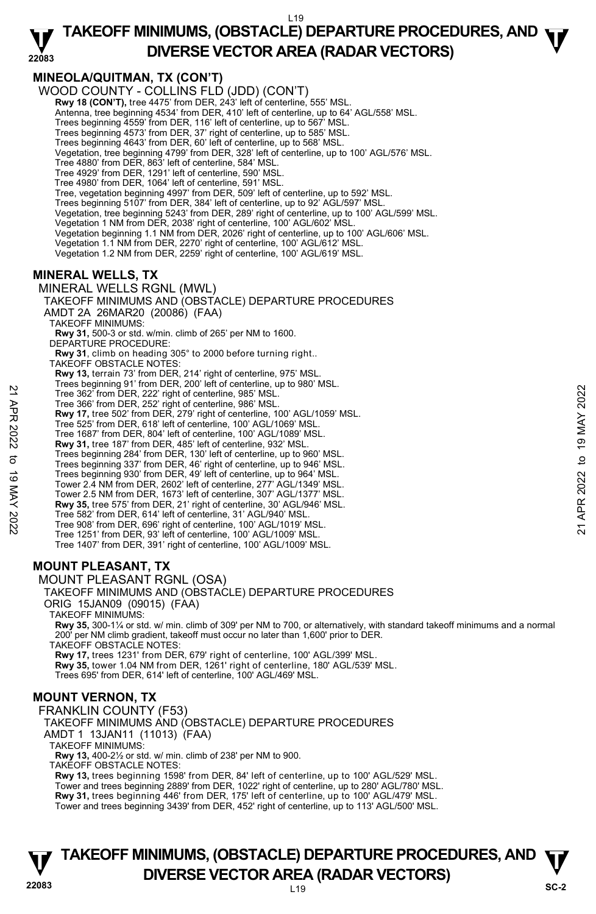## MINEOLA/QUITMAN, TX (CON'T)

WOOD COUNTY - COLLINS FLD (JDD) (CON'T)

**Rwy 18 (CON'T),** tree 4475' from DER, 243' left of centerline, 555' MSL.
Antenna, tree beginning 4534' from DER, 410' left of centerline, up to 64' AGL/558' MSL.
Trees beginning 4559' from DER, 116' left of centerline, up to 567' MSL.
Trees beginning 4573' from DER, 37' right of centerline, up to 585' MSL.
Trees beginning 4643' from DER, 60' left of centerline, up to 568' MSL.
Vegetation, tree beginning 4799' from DER, 328' left of centerline, up to 100' AGL/576' MSL.
Tree 4880' from DER, 863' left of centerline, 584' MSL.
Tree 4929' from DER, 1291' left of centerline, 590' MSL.
Tree 4980' from DER, 1064' left of centerline, 591' MSL.
Tree, vegetation beginning 4997' from DER, 509' left of centerline, up to 592' MSL.
Trees beginning 5107' from DER, 384' left of centerline, up to 92' AGL/597' MSL.
Vegetation, tree beginning 5243' from DER, 289' right of centerline, up to 100' AGL/599' MSL.
Vegetation 1 NM from DER, 2038' right of centerline, 100' AGL/602' MSL.
Vegetation beginning 1.1 NM from DER, 2026' right of centerline, up to 100' AGL/606' MSL.
Vegetation 1.1 NM from DER, 2270' right of centerline, 100' AGL/612' MSL.
Vegetation 1.2 NM from DER, 2259' right of centerline, 100' AGL/619' MSL.

## MINERAL WELLS, TX

MINERAL WELLS RGNL (MWL)
TAKEOFF MINIMUMS AND (OBSTACLE) DEPARTURE PROCEDURES
AMDT 2A 26MAR20 (20086) (FAA)

TAKEOFF MINIMUMS:
**Rwy 31,** 500-3 or std. w/min. climb of 265' per NM to 1600.

DEPARTURE PROCEDURE:
**Rwy 31**, climb on heading 305° to 2000 before turning right..

TAKEOFF OBSTACLE NOTES:
**Rwy 13,** terrain 73' from DER, 214' right of centerline, 975' MSL.
Trees beginning 91' from DER, 200' left of centerline, up to 980' MSL.
Tree 362' from DER, 222' right of centerline, 985' MSL.
Tree 366' from DER, 252' right of centerline, 986' MSL.
**Rwy 17,** tree 502' from DER, 279' right of centerline, 100' AGL/1059' MSL.
Tree 525' from DER, 618' left of centerline, 100' AGL/1069' MSL.
Tree 1687' from DER, 804' left of centerline, 100' AGL/1089' MSL.
**Rwy 31,** tree 187' from DER, 485' left of centerline, 932' MSL.
Trees beginning 284' from DER, 130' left of centerline, up to 960' MSL.
Trees beginning 337' from DER, 46' right of centerline, up to 946' MSL.
Trees beginning 930' from DER, 49' left of centerline, up to 964' MSL.
Tower 2.4 NM from DER, 2602' left of centerline, 277' AGL/1349' MSL.
Tower 2.5 NM from DER, 1673' left of centerline, 307' AGL/1377' MSL.
**Rwy 35,** tree 575' from DER, 21' right of centerline, 30' AGL/946' MSL.
Tree 582' from DER, 614' left of centerline, 31' AGL/940' MSL.
Tree 908' from DER, 696' right of centerline, 100' AGL/1019' MSL.
Tree 1251' from DER, 93' left of centerline, 100' AGL/1009' MSL.
Tree 1407' from DER, 391' right of centerline, 100' AGL/1009' MSL.

## MOUNT PLEASANT, TX

MOUNT PLEASANT RGNL (OSA)
TAKEOFF MINIMUMS AND (OBSTACLE) DEPARTURE PROCEDURES
ORIG 15JAN09 (09015) (FAA)

TAKEOFF MINIMUMS:
**Rwy 35,** 300-1¼ or std. w/ min. climb of 309' per NM to 700, or alternatively, with standard takeoff minimums and a normal 200' per NM climb gradient, takeoff must occur no later than 1,600' prior to DER.

TAKEOFF OBSTACLE NOTES:
**Rwy 17,** trees 1231' from DER, 679' right of centerline, 100' AGL/399' MSL.
**Rwy 35,** tower 1.04 NM from DER, 1261' right of centerline, 180' AGL/539' MSL.
Trees 695' from DER, 614' left of centerline, 100' AGL/469' MSL.

## MOUNT VERNON, TX

FRANKLIN COUNTY (F53)
TAKEOFF MINIMUMS AND (OBSTACLE) DEPARTURE PROCEDURES
AMDT 1 13JAN11 (11013) (FAA)

TAKEOFF MINIMUMS:
**Rwy 13,** 400-2½ or std. w/ min. climb of 238' per NM to 900.

TAKEOFF OBSTACLE NOTES:
**Rwy 13,** trees beginning 1598' from DER, 84' left of centerline, up to 100' AGL/529' MSL.
Tower and trees beginning 2889' from DER, 1022' right of centerline, up to 280' AGL/780' MSL.
**Rwy 31,** trees beginning 446' from DER, 175' left of centerline, up to 100' AGL/479' MSL.
Tower and trees beginning 3439' from DER, 452' right of centerline, up to 113' AGL/500' MSL.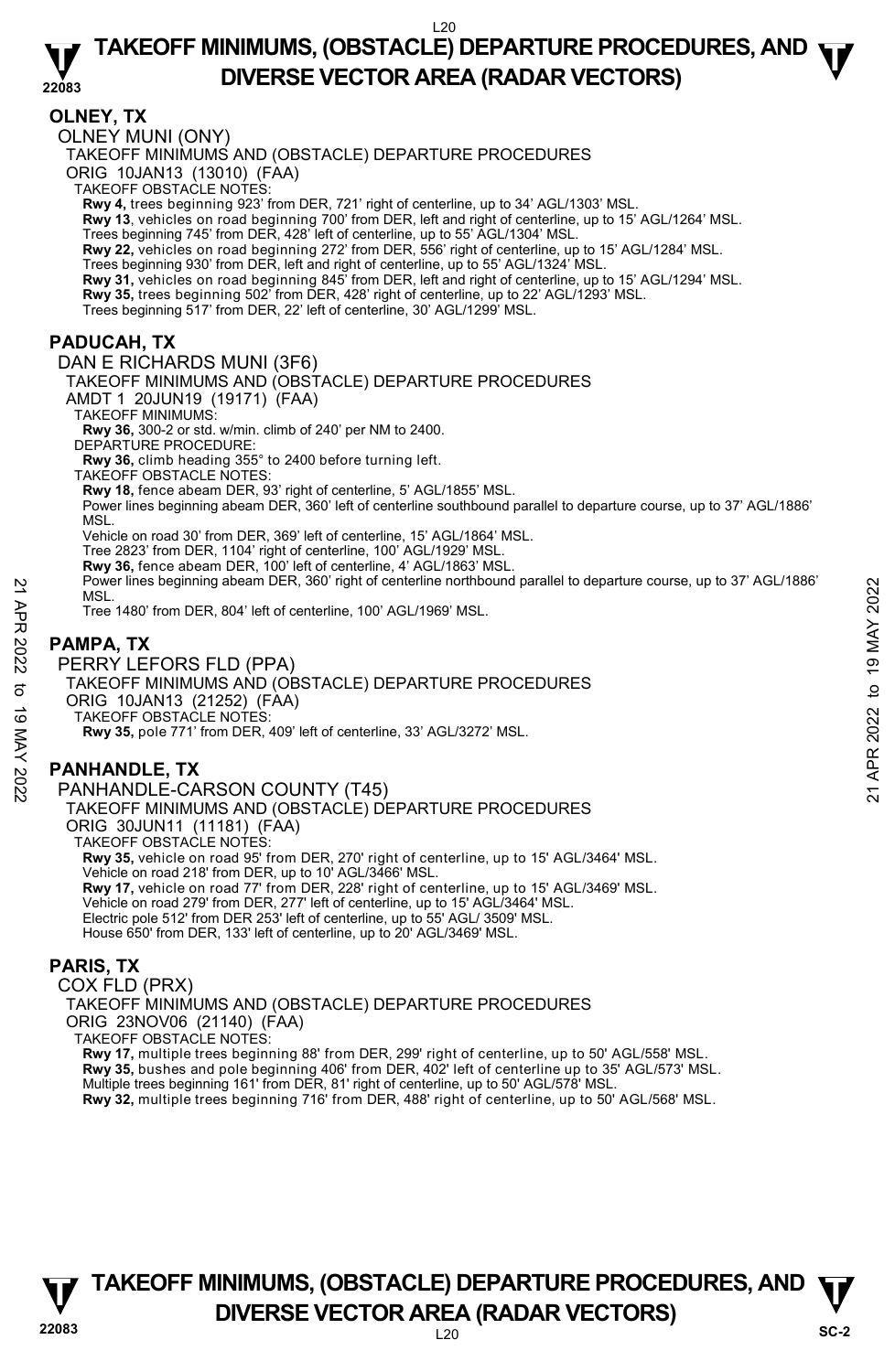## OLNEY, TX

### OLNEY MUNI (ONY)

TAKEOFF MINIMUMS AND (OBSTACLE) DEPARTURE PROCEDURES
ORIG 10JAN13 (13010) (FAA)
TAKEOFF OBSTACLE NOTES:
**Rwy 4,** trees beginning 923' from DER, 721' right of centerline, up to 34' AGL/1303' MSL.
**Rwy 13**, vehicles on road beginning 700' from DER, left and right of centerline, up to 15' AGL/1264' MSL.
Trees beginning 745' from DER, 428' left of centerline, up to 55' AGL/1304' MSL.
**Rwy 22,** vehicles on road beginning 272' from DER, 556' right of centerline, up to 15' AGL/1284' MSL.
Trees beginning 930' from DER, left and right of centerline, up to 55' AGL/1324' MSL.
**Rwy 31,** vehicles on road beginning 845' from DER, left and right of centerline, up to 15' AGL/1294' MSL.
**Rwy 35,** trees beginning 502' from DER, 428' right of centerline, up to 22' AGL/1293' MSL.
Trees beginning 517' from DER, 22' left of centerline, 30' AGL/1299' MSL.

## PADUCAH, TX

### DAN E RICHARDS MUNI (3F6)

TAKEOFF MINIMUMS AND (OBSTACLE) DEPARTURE PROCEDURES
AMDT 1 20JUN19 (19171) (FAA)
TAKEOFF MINIMUMS:
**Rwy 36,** 300-2 or std. w/min. climb of 240' per NM to 2400.
DEPARTURE PROCEDURE:
**Rwy 36,** climb heading 355° to 2400 before turning left.
TAKEOFF OBSTACLE NOTES:
**Rwy 18,** fence abeam DER, 93' right of centerline, 5' AGL/1855' MSL.
Power lines beginning abeam DER, 360' left of centerline southbound parallel to departure course, up to 37' AGL/1886' MSL.
Vehicle on road 30' from DER, 369' left of centerline, 15' AGL/1864' MSL.
Tree 2823' from DER, 1104' right of centerline, 100' AGL/1929' MSL.
**Rwy 36,** fence abeam DER, 100' left of centerline, 4' AGL/1863' MSL.
Power lines beginning abeam DER, 360' right of centerline northbound parallel to departure course, up to 37' AGL/1886' MSL.
Tree 1480' from DER, 804' left of centerline, 100' AGL/1969' MSL.

## PAMPA, TX

### PERRY LEFORS FLD (PPA)

TAKEOFF MINIMUMS AND (OBSTACLE) DEPARTURE PROCEDURES
ORIG 10JAN13 (21252) (FAA)
TAKEOFF OBSTACLE NOTES:
**Rwy 35,** pole 771' from DER, 409' left of centerline, 33' AGL/3272' MSL.

## PANHANDLE, TX

### PANHANDLE-CARSON COUNTY (T45)

TAKEOFF MINIMUMS AND (OBSTACLE) DEPARTURE PROCEDURES
ORIG 30JUN11 (11181) (FAA)
TAKEOFF OBSTACLE NOTES:
**Rwy 35,** vehicle on road 95' from DER, 270' right of centerline, up to 15' AGL/3464' MSL.
Vehicle on road 218' from DER, up to 10' AGL/3466' MSL.
**Rwy 17,** vehicle on road 77' from DER, 228' right of centerline, up to 15' AGL/3469' MSL.
Vehicle on road 279' from DER, 277' left of centerline, up to 15' AGL/3464' MSL.
Electric pole 512' from DER 253' left of centerline, up to 55' AGL/ 3509' MSL.
House 650' from DER, 133' left of centerline, up to 20' AGL/3469' MSL.

## PARIS, TX

### COX FLD (PRX)

TAKEOFF MINIMUMS AND (OBSTACLE) DEPARTURE PROCEDURES
ORIG 23NOV06 (21140) (FAA)
TAKEOFF OBSTACLE NOTES:
**Rwy 17,** multiple trees beginning 88' from DER, 299' right of centerline, up to 50' AGL/558' MSL.
**Rwy 35,** bushes and pole beginning 406' from DER, 402' left of centerline up to 35' AGL/573' MSL.
Multiple trees beginning 161' from DER, 81' right of centerline, up to 50' AGL/578' MSL.
**Rwy 32,** multiple trees beginning 716' from DER, 488' right of centerline, up to 50' AGL/568' MSL.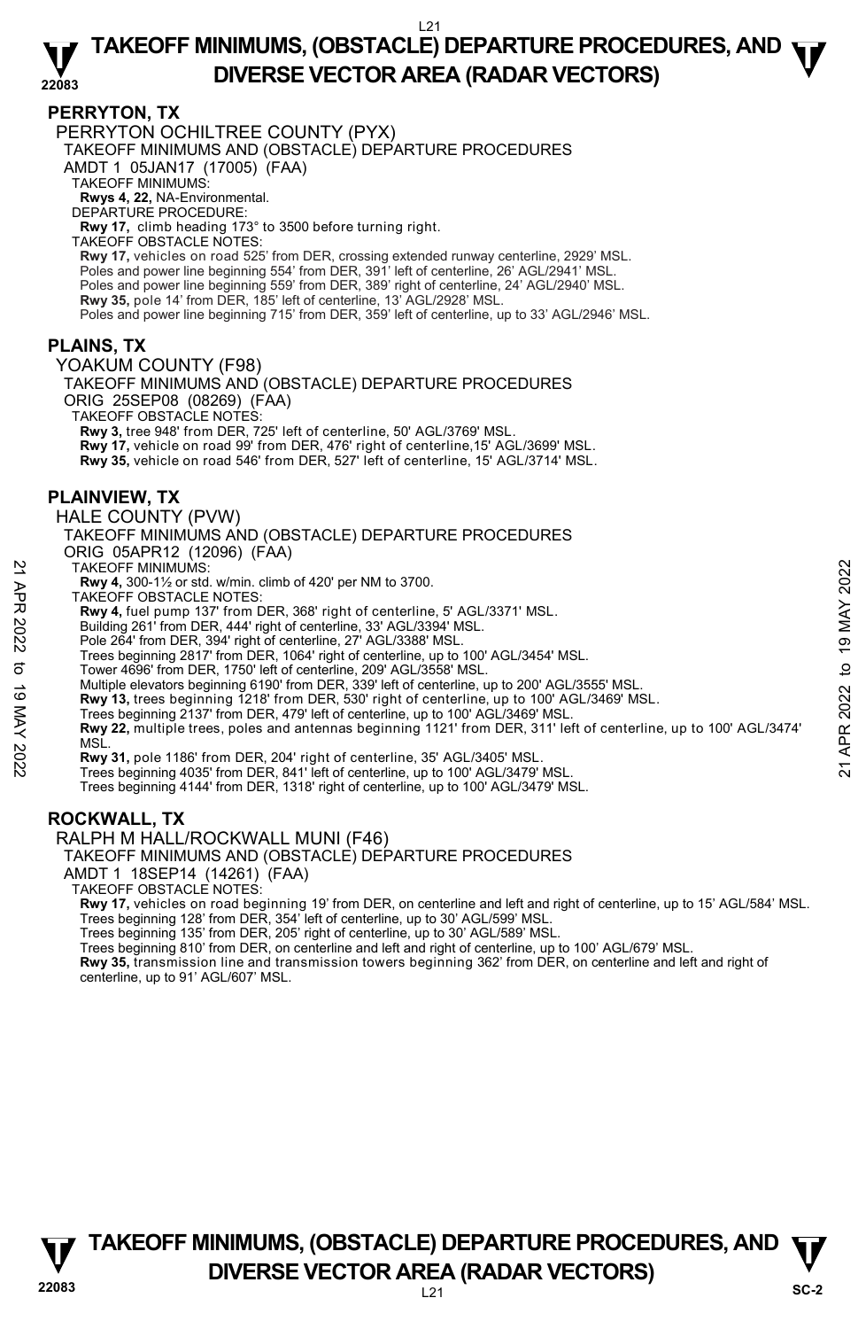## PERRYTON, TX

PERRYTON OCHILTREE COUNTY (PYX)

TAKEOFF MINIMUMS AND (OBSTACLE) DEPARTURE PROCEDURES

AMDT 1 05JAN17 (17005) (FAA)

TAKEOFF MINIMUMS:

**Rwys 4, 22,** NA-Environmental.

DEPARTURE PROCEDURE:

**Rwy 17,** climb heading 173° to 3500 before turning right.

TAKEOFF OBSTACLE NOTES:

**Rwy 17,** vehicles on road 525' from DER, crossing extended runway centerline, 2929' MSL.
Poles and power line beginning 554' from DER, 391' left of centerline, 26' AGL/2941' MSL.
Poles and power line beginning 559' from DER, 389' right of centerline, 24' AGL/2940' MSL.
**Rwy 35,** pole 14' from DER, 185' left of centerline, 13' AGL/2928' MSL.
Poles and power line beginning 715' from DER, 359' left of centerline, up to 33' AGL/2946' MSL.

## PLAINS, TX

YOAKUM COUNTY (F98)

TAKEOFF MINIMUMS AND (OBSTACLE) DEPARTURE PROCEDURES

ORIG 25SEP08 (08269) (FAA)

TAKEOFF OBSTACLE NOTES:

**Rwy 3,** tree 948' from DER, 725' left of centerline, 50' AGL/3769' MSL.
**Rwy 17,** vehicle on road 99' from DER, 476' right of centerline,15' AGL/3699' MSL.
**Rwy 35,** vehicle on road 546' from DER, 527' left of centerline, 15' AGL/3714' MSL.

## PLAINVIEW, TX

HALE COUNTY (PVW)

TAKEOFF MINIMUMS AND (OBSTACLE) DEPARTURE PROCEDURES

ORIG 05APR12 (12096) (FAA)

TAKEOFF MINIMUMS:

**Rwy 4,** 300-1½ or std. w/min. climb of 420' per NM to 3700.

TAKEOFF OBSTACLE NOTES:

**Rwy 4,** fuel pump 137' from DER, 368' right of centerline, 5' AGL/3371' MSL.
Building 261' from DER, 444' right of centerline, 33' AGL/3394' MSL.
Pole 264' from DER, 394' right of centerline, 27' AGL/3388' MSL.
Trees beginning 2817' from DER, 1064' right of centerline, up to 100' AGL/3454' MSL.
Tower 4696' from DER, 1750' left of centerline, 209' AGL/3558' MSL.
Multiple elevators beginning 6190' from DER, 339' left of centerline, up to 200' AGL/3555' MSL.
**Rwy 13,** trees beginning 1218' from DER, 530' right of centerline, up to 100' AGL/3469' MSL.
Trees beginning 2137' from DER, 479' left of centerline, up to 100' AGL/3469' MSL.
**Rwy 22,** multiple trees, poles and antennas beginning 1121' from DER, 311' left of centerline, up to 100' AGL/3474' MSL.
**Rwy 31,** pole 1186' from DER, 204' right of centerline, 35' AGL/3405' MSL.
Trees beginning 4035' from DER, 841' left of centerline, up to 100' AGL/3479' MSL.
Trees beginning 4144' from DER, 1318' right of centerline, up to 100' AGL/3479' MSL.

## ROCKWALL, TX

RALPH M HALL/ROCKWALL MUNI (F46)

TAKEOFF MINIMUMS AND (OBSTACLE) DEPARTURE PROCEDURES

AMDT 1 18SEP14 (14261) (FAA)

TAKEOFF OBSTACLE NOTES:

**Rwy 17,** vehicles on road beginning 19' from DER, on centerline and left and right of centerline, up to 15' AGL/584' MSL.
Trees beginning 128' from DER, 354' left of centerline, up to 30' AGL/599' MSL.
Trees beginning 135' from DER, 205' right of centerline, up to 30' AGL/589' MSL.
Trees beginning 810' from DER, on centerline and left and right of centerline, up to 100' AGL/679' MSL.
**Rwy 35,** transmission line and transmission towers beginning 362' from DER, on centerline and left and right of centerline, up to 91' AGL/607' MSL.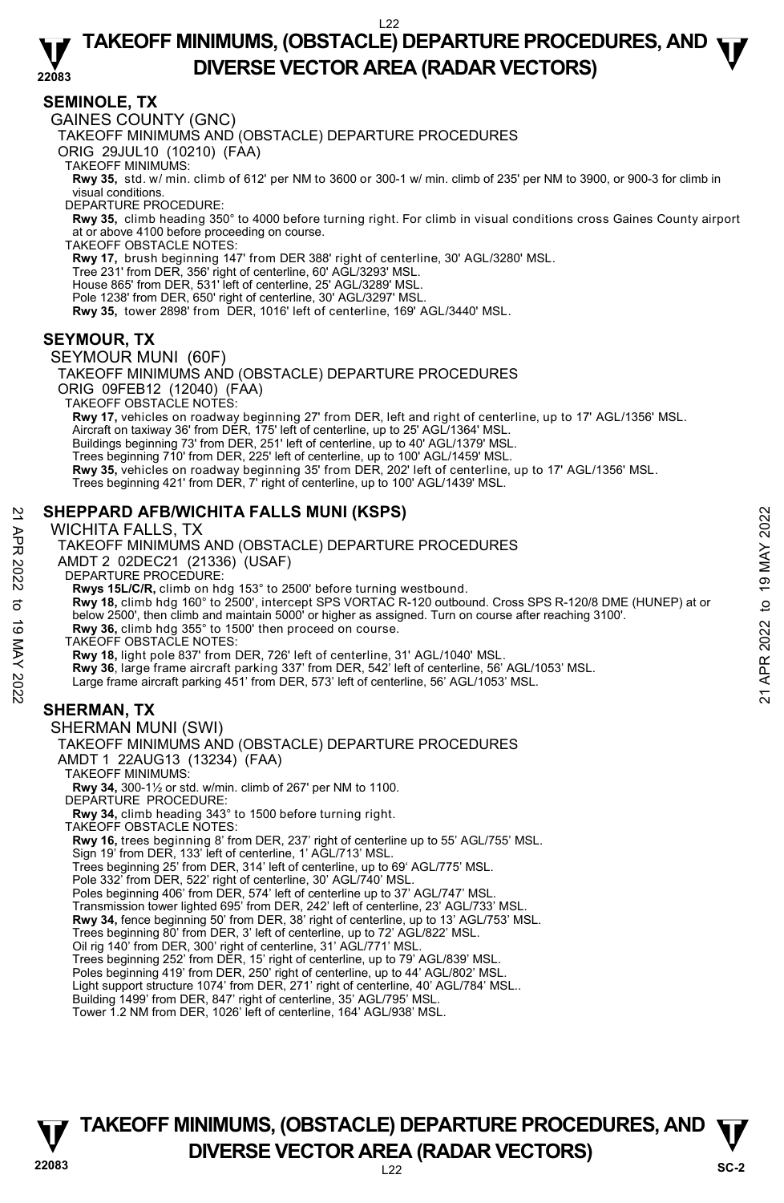## SEMINOLE, TX

GAINES COUNTY (GNC)

TAKEOFF MINIMUMS AND (OBSTACLE) DEPARTURE PROCEDURES

ORIG 29JUL10 (10210) (FAA)

TAKEOFF MINIMUMS:

**Rwy 35,** std. w/ min. climb of 612' per NM to 3600 or 300-1 w/ min. climb of 235' per NM to 3900, or 900-3 for climb in visual conditions.

DEPARTURE PROCEDURE:

**Rwy 35,** climb heading 350° to 4000 before turning right. For climb in visual conditions cross Gaines County airport at or above 4100 before proceeding on course.

TAKEOFF OBSTACLE NOTES:

**Rwy 17,** brush beginning 147' from DER 388' right of centerline, 30' AGL/3280' MSL.
Tree 231' from DER, 356' right of centerline, 60' AGL/3293' MSL.
House 865' from DER, 531' left of centerline, 25' AGL/3289' MSL.
Pole 1238' from DER, 650' right of centerline, 30' AGL/3297' MSL.
**Rwy 35,** tower 2898' from DER, 1016' left of centerline, 169' AGL/3440' MSL.

## SEYMOUR, TX

SEYMOUR MUNI (60F)

TAKEOFF MINIMUMS AND (OBSTACLE) DEPARTURE PROCEDURES

ORIG 09FEB12 (12040) (FAA)

TAKEOFF OBSTACLE NOTES:

**Rwy 17,** vehicles on roadway beginning 27' from DER, left and right of centerline, up to 17' AGL/1356' MSL.
Aircraft on taxiway 36' from DER, 175' left of centerline, up to 25' AGL/1364' MSL.
Buildings beginning 73' from DER, 251' left of centerline, up to 40' AGL/1379' MSL.
Trees beginning 710' from DER, 225' left of centerline, up to 100' AGL/1459' MSL.
**Rwy 35,** vehicles on roadway beginning 35' from DER, 202' left of centerline, up to 17' AGL/1356' MSL.
Trees beginning 421' from DER, 7' right of centerline, up to 100' AGL/1439' MSL.

## SHEPPARD AFB/WICHITA FALLS MUNI (KSPS)

WICHITA FALLS, TX

TAKEOFF MINIMUMS AND (OBSTACLE) DEPARTURE PROCEDURES

AMDT 2 02DEC21 (21336) (USAF)

DEPARTURE PROCEDURE:

**Rwys 15L/C/R,** climb on hdg 153° to 2500' before turning westbound.
**Rwy 18,** climb hdg 160° to 2500', intercept SPS VORTAC R-120 outbound. Cross SPS R-120/8 DME (HUNEP) at or below 2500', then climb and maintain 5000' or higher as assigned. Turn on course after reaching 3100'.
**Rwy 36,** climb hdg 355° to 1500' then proceed on course.

TAKEOFF OBSTACLE NOTES:

**Rwy 18,** light pole 837' from DER, 726' left of centerline, 31' AGL/1040' MSL.
**Rwy 36**, large frame aircraft parking 337' from DER, 542' left of centerline, 56' AGL/1053' MSL.
Large frame aircraft parking 451' from DER, 573' left of centerline, 56' AGL/1053' MSL.

## SHERMAN, TX

SHERMAN MUNI (SWI)

TAKEOFF MINIMUMS AND (OBSTACLE) DEPARTURE PROCEDURES

AMDT 1 22AUG13 (13234) (FAA)

TAKEOFF MINIMUMS:

**Rwy 34,** 300-1½ or std. w/min. climb of 267' per NM to 1100.

DEPARTURE PROCEDURE:

**Rwy 34,** climb heading 343° to 1500 before turning right.

TAKEOFF OBSTACLE NOTES:

**Rwy 16,** trees beginning 8' from DER, 237' right of centerline up to 55' AGL/755' MSL.
Sign 19' from DER, 133' left of centerline, 1' AGL/713' MSL.
Trees beginning 25' from DER, 314' left of centerline, up to 69' AGL/775' MSL.
Pole 332' from DER, 522' right of centerline, 30' AGL/740' MSL.
Poles beginning 406' from DER, 574' left of centerline up to 37' AGL/747' MSL.
Transmission tower lighted 695' from DER, 242' left of centerline, 23' AGL/733' MSL.
**Rwy 34,** fence beginning 50' from DER, 38' right of centerline, up to 13' AGL/753' MSL.
Trees beginning 80' from DER, 3' left of centerline, up to 72' AGL/822' MSL.
Oil rig 140' from DER, 300' right of centerline, 31' AGL/771' MSL.
Trees beginning 252' from DER, 15' right of centerline, up to 79' AGL/839' MSL.
Poles beginning 419' from DER, 250' right of centerline, up to 44' AGL/802' MSL.
Light support structure 1074' from DER, 271' right of centerline, 40' AGL/784' MSL..
Building 1499' from DER, 847' right of centerline, 35' AGL/795' MSL.
Tower 1.2 NM from DER, 1026' left of centerline, 164' AGL/938' MSL.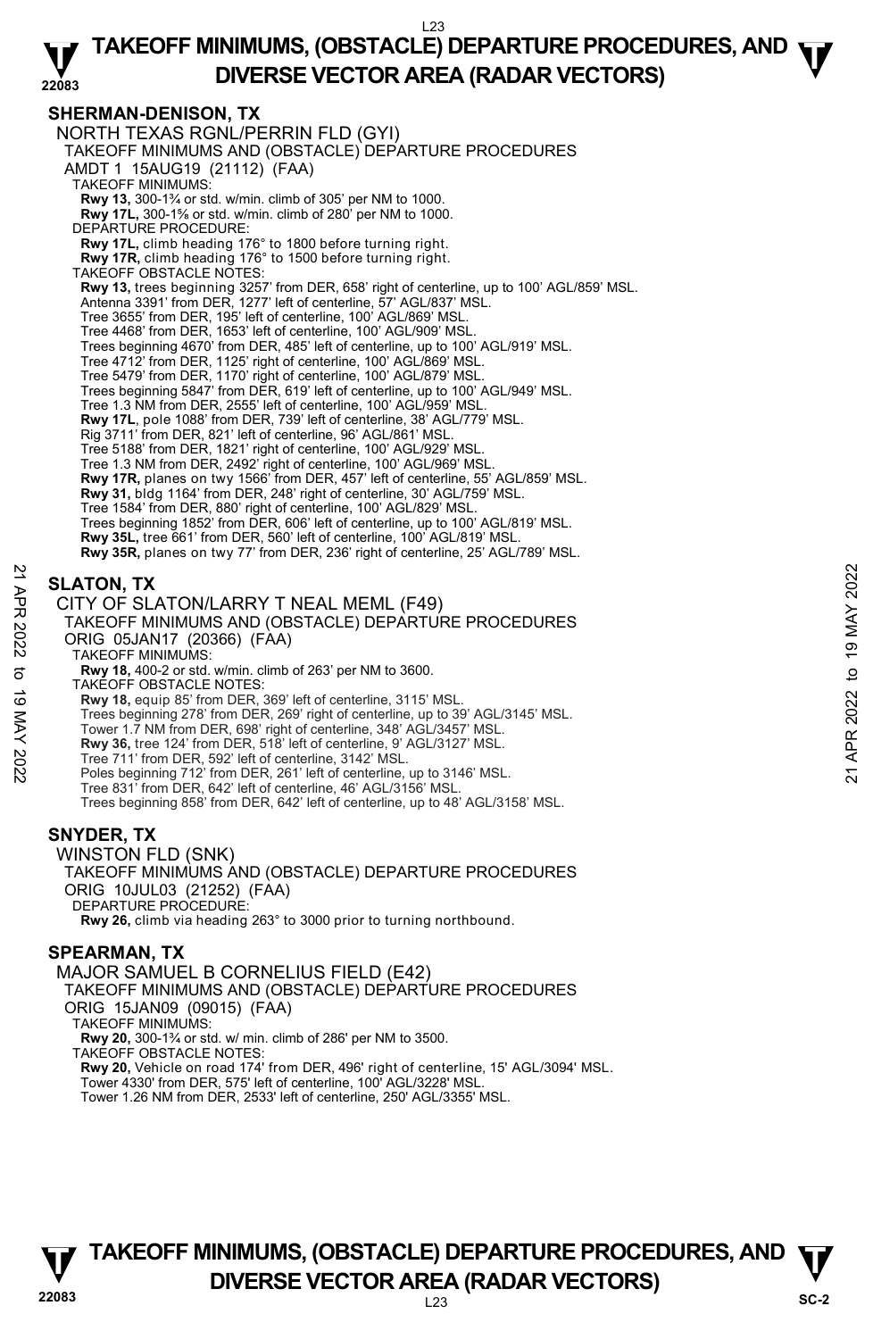## SHERMAN-DENISON, TX

NORTH TEXAS RGNL/PERRIN FLD (GYI)
TAKEOFF MINIMUMS AND (OBSTACLE) DEPARTURE PROCEDURES
AMDT 1 15AUG19 (21112) (FAA)
TAKEOFF MINIMUMS:
**Rwy 13,** 300-1¾ or std. w/min. climb of 305' per NM to 1000.
**Rwy 17L,** 300-1⅝ or std. w/min. climb of 280' per NM to 1000.
DEPARTURE PROCEDURE:
**Rwy 17L,** climb heading 176° to 1800 before turning right.
**Rwy 17R,** climb heading 176° to 1500 before turning right.
TAKEOFF OBSTACLE NOTES:
**Rwy 13,** trees beginning 3257' from DER, 658' right of centerline, up to 100' AGL/859' MSL.
Antenna 3391' from DER, 1277' left of centerline, 57' AGL/837' MSL.
Tree 3655' from DER, 195' left of centerline, 100' AGL/869' MSL.
Tree 4468' from DER, 1653' left of centerline, 100' AGL/909' MSL.
Trees beginning 4670' from DER, 485' left of centerline, up to 100' AGL/919' MSL.
Tree 4712' from DER, 1125' right of centerline, 100' AGL/869' MSL.
Tree 5479' from DER, 1170' right of centerline, 100' AGL/879' MSL.
Trees beginning 5847' from DER, 619' left of centerline, up to 100' AGL/949' MSL.
Tree 1.3 NM from DER, 2555' left of centerline, 100' AGL/959' MSL.
**Rwy 17L,** pole 1088' from DER, 739' left of centerline, 38' AGL/779' MSL.
Rig 3711' from DER, 821' left of centerline, 96' AGL/861' MSL.
Tree 5188' from DER, 1821' right of centerline, 100' AGL/929' MSL.
Tree 1.3 NM from DER, 2492' right of centerline, 100' AGL/969' MSL.
**Rwy 17R,** planes on twy 1566' from DER, 457' left of centerline, 55' AGL/859' MSL.
**Rwy 31,** bldg 1164' from DER, 248' right of centerline, 30' AGL/759' MSL.
Tree 1584' from DER, 880' right of centerline, 100' AGL/829' MSL.
Trees beginning 1852' from DER, 606' left of centerline, up to 100' AGL/819' MSL.
**Rwy 35L,** tree 661' from DER, 560' left of centerline, 100' AGL/819' MSL.
**Rwy 35R,** planes on twy 77' from DER, 236' right of centerline, 25' AGL/789' MSL.

## SLATON, TX

CITY OF SLATON/LARRY T NEAL MEML (F49)
TAKEOFF MINIMUMS AND (OBSTACLE) DEPARTURE PROCEDURES
ORIG 05JAN17 (20366) (FAA)
TAKEOFF MINIMUMS:
**Rwy 18,** 400-2 or std. w/min. climb of 263' per NM to 3600.
TAKEOFF OBSTACLE NOTES:
**Rwy 18,** equip 85' from DER, 369' left of centerline, 3115' MSL.
Trees beginning 278' from DER, 269' right of centerline, up to 39' AGL/3145' MSL.
Tower 1.7 NM from DER, 698' right of centerline, 348' AGL/3457' MSL.
**Rwy 36,** tree 124' from DER, 518' left of centerline, 9' AGL/3127' MSL.
Tree 711' from DER, 592' left of centerline, 3142' MSL.
Poles beginning 712' from DER, 261' left of centerline, up to 3146' MSL.
Tree 831' from DER, 642' left of centerline, 46' AGL/3156' MSL.
Trees beginning 858' from DER, 642' left of centerline, up to 48' AGL/3158' MSL.

## SNYDER, TX

WINSTON FLD (SNK)
TAKEOFF MINIMUMS AND (OBSTACLE) DEPARTURE PROCEDURES
ORIG 10JUL03 (21252) (FAA)
DEPARTURE PROCEDURE:
**Rwy 26,** climb via heading 263° to 3000 prior to turning northbound.

## SPEARMAN, TX

MAJOR SAMUEL B CORNELIUS FIELD (E42)
TAKEOFF MINIMUMS AND (OBSTACLE) DEPARTURE PROCEDURES
ORIG 15JAN09 (09015) (FAA)
TAKEOFF MINIMUMS:
**Rwy 20,** 300-1¾ or std. w/ min. climb of 286' per NM to 3500.
TAKEOFF OBSTACLE NOTES:
**Rwy 20,** Vehicle on road 174' from DER, 496' right of centerline, 15' AGL/3094' MSL.
Tower 4330' from DER, 575' left of centerline, 100' AGL/3228' MSL.
Tower 1.26 NM from DER, 2533' left of centerline, 250' AGL/3355' MSL.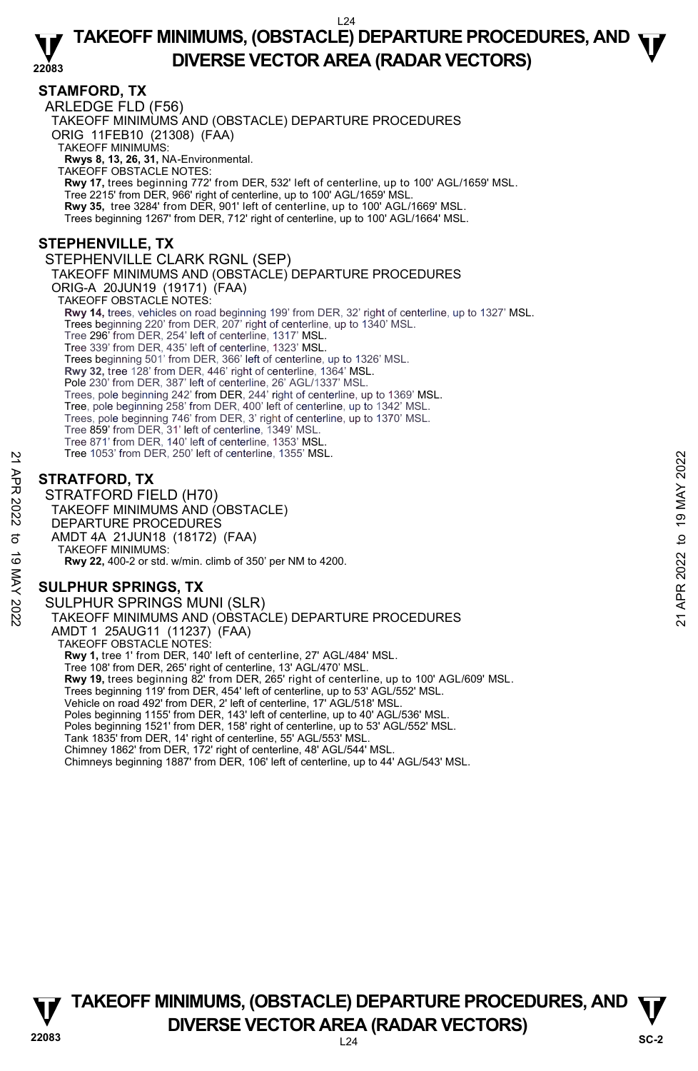## STAMFORD, TX

ARLEDGE FLD (F56)

TAKEOFF MINIMUMS AND (OBSTACLE) DEPARTURE PROCEDURES

ORIG 11FEB10 (21308) (FAA)

TAKEOFF MINIMUMS:

**Rwys 8, 13, 26, 31,** NA-Environmental.

TAKEOFF OBSTACLE NOTES:

**Rwy 17,** trees beginning 772' from DER, 532' left of centerline, up to 100' AGL/1659' MSL.
Tree 2215' from DER, 966' right of centerline, up to 100' AGL/1659' MSL.
**Rwy 35,** tree 3284' from DER, 901' left of centerline, up to 100' AGL/1669' MSL.
Trees beginning 1267' from DER, 712' right of centerline, up to 100' AGL/1664' MSL.

## STEPHENVILLE, TX

STEPHENVILLE CLARK RGNL (SEP)

TAKEOFF MINIMUMS AND (OBSTACLE) DEPARTURE PROCEDURES

ORIG-A 20JUN19 (19171) (FAA)

TAKEOFF OBSTACLE NOTES:

**Rwy 14,** trees, vehicles on road beginning 199' from DER, 32' right of centerline, up to 1327' MSL.
Trees beginning 220' from DER, 207' right of centerline, up to 1340' MSL.
Tree 296' from DER, 254' left of centerline, 1317' MSL.
Tree 339' from DER, 435' left of centerline, 1323' MSL.
Trees beginning 501' from DER, 366' left of centerline, up to 1326' MSL.
**Rwy 32,** tree 128' from DER, 446' right of centerline, 1364' MSL.
Pole 230' from DER, 387' left of centerline, 26' AGL/1337' MSL.
Trees, pole beginning 242' from DER, 244' right of centerline, up to 1369' MSL.
Tree, pole beginning 258' from DER, 400' left of centerline, up to 1342' MSL.
Trees, pole beginning 746' from DER, 3' right of centerline, up to 1370' MSL.
Tree 859' from DER, 31' left of centerline, 1349' MSL.
Tree 871' from DER, 140' left of centerline, 1353' MSL.
Tree 1053' from DER, 250' left of centerline, 1355' MSL.

## STRATFORD, TX

STRATFORD FIELD (H70)

TAKEOFF MINIMUMS AND (OBSTACLE) DEPARTURE PROCEDURES

AMDT 4A 21JUN18 (18172) (FAA)

TAKEOFF MINIMUMS:

**Rwy 22,** 400-2 or std. w/min. climb of 350' per NM to 4200.

## SULPHUR SPRINGS, TX

SULPHUR SPRINGS MUNI (SLR)

TAKEOFF MINIMUMS AND (OBSTACLE) DEPARTURE PROCEDURES

AMDT 1 25AUG11 (11237) (FAA)

TAKEOFF OBSTACLE NOTES:

**Rwy 1,** tree 1' from DER, 140' left of centerline, 27' AGL/484' MSL.
Tree 108' from DER, 265' right of centerline, 13' AGL/470' MSL.
**Rwy 19,** trees beginning 82' from DER, 265' right of centerline, up to 100' AGL/609' MSL.
Trees beginning 119' from DER, 454' left of centerline, up to 53' AGL/552' MSL.
Vehicle on road 492' from DER, 2' left of centerline, 17' AGL/518' MSL.
Poles beginning 1155' from DER, 143' left of centerline, up to 40' AGL/536' MSL.
Poles beginning 1521' from DER, 158' right of centerline, up to 53' AGL/552' MSL.
Tank 1835' from DER, 14' right of centerline, 55' AGL/553' MSL.
Chimney 1862' from DER, 172' right of centerline, 48' AGL/544' MSL.
Chimneys beginning 1887' from DER, 106' left of centerline, up to 44' AGL/543' MSL.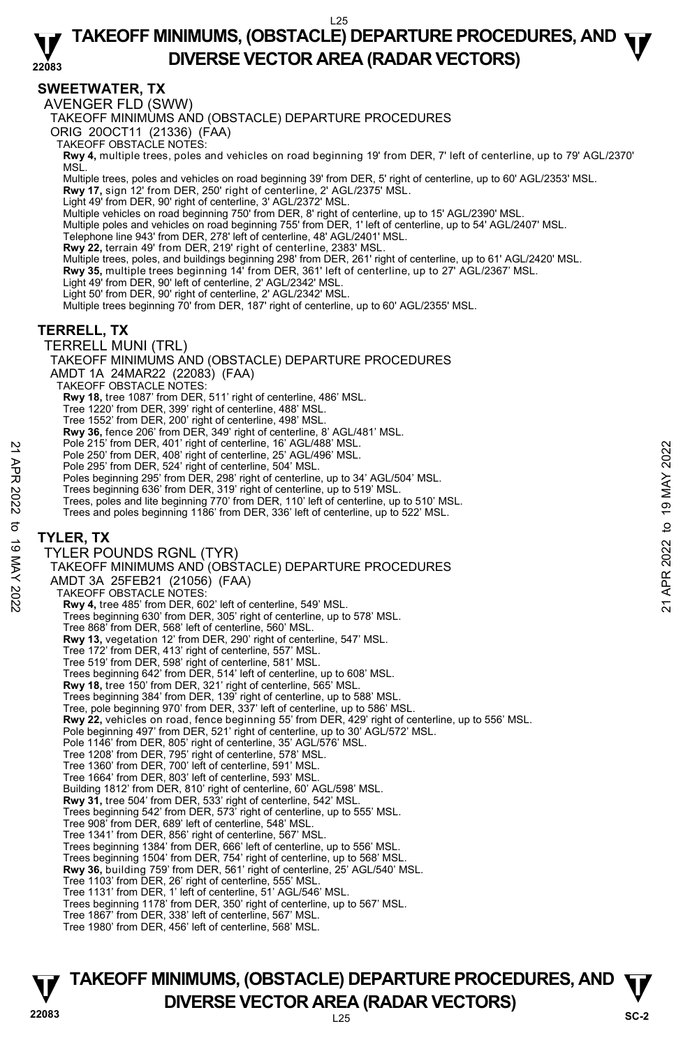# TAKEOFF MINIMUMS, (OBSTACLE) DEPARTURE PROCEDURES, AND DIVERSE VECTOR AREA (RADAR VECTORS)

## SWEETWATER, TX

AVENGER FLD (SWW)

TAKEOFF MINIMUMS AND (OBSTACLE) DEPARTURE PROCEDURES

ORIG 20OCT11 (21336) (FAA)

TAKEOFF OBSTACLE NOTES:

**Rwy 4,** multiple trees, poles and vehicles on road beginning 19' from DER, 7' left of centerline, up to 79' AGL/2370' MSL.
Multiple trees, poles and vehicles on road beginning 39' from DER, 5' right of centerline, up to 60' AGL/2353' MSL.
**Rwy 17,** sign 12' from DER, 250' right of centerline, 2' AGL/2375' MSL.
Light 49' from DER, 90' right of centerline, 3' AGL/2372' MSL.
Multiple vehicles on road beginning 750' from DER, 8' right of centerline, up to 15' AGL/2390' MSL.
Multiple poles and vehicles on road beginning 755' from DER, 1' left of centerline, up to 54' AGL/2407' MSL.
Telephone line 943' from DER, 278' left of centerline, 48' AGL/2401' MSL.
**Rwy 22,** terrain 49' from DER, 219' right of centerline, 2383' MSL.
Multiple trees, poles, and buildings beginning 298' from DER, 261' right of centerline, up to 61' AGL/2420' MSL.
**Rwy 35,** multiple trees beginning 14' from DER, 361' left of centerline, up to 27' AGL/2367' MSL.
Light 49' from DER, 90' left of centerline, 2' AGL/2342' MSL.
Light 50' from DER, 90' right of centerline, 2' AGL/2342' MSL.
Multiple trees beginning 70' from DER, 187' right of centerline, up to 60' AGL/2355' MSL.

## TERRELL, TX

TERRELL MUNI (TRL)

TAKEOFF MINIMUMS AND (OBSTACLE) DEPARTURE PROCEDURES

AMDT 1A 24MAR22 (22083) (FAA)

TAKEOFF OBSTACLE NOTES:

**Rwy 18,** tree 1087' from DER, 511' right of centerline, 486' MSL.
Tree 1220' from DER, 399' right of centerline, 488' MSL.
Tree 1552' from DER, 200' right of centerline, 498' MSL.
**Rwy 36,** fence 206' from DER, 349' right of centerline, 8' AGL/481' MSL.
Pole 215' from DER, 401' right of centerline, 16' AGL/488' MSL.
Pole 250' from DER, 408' right of centerline, 25' AGL/496' MSL.
Pole 295' from DER, 524' right of centerline, 504' MSL.
Poles beginning 295' from DER, 298' right of centerline, up to 34' AGL/504' MSL.
Trees beginning 636' from DER, 319' right of centerline, up to 519' MSL.
Trees, poles and lite beginning 770' from DER, 110' left of centerline, up to 510' MSL.
Trees and poles beginning 1186' from DER, 336' left of centerline, up to 522' MSL.

## TYLER, TX

TYLER POUNDS RGNL (TYR)

TAKEOFF MINIMUMS AND (OBSTACLE) DEPARTURE PROCEDURES

AMDT 3A 25FEB21 (21056) (FAA)

TAKEOFF OBSTACLE NOTES:

**Rwy 4,** tree 485' from DER, 602' left of centerline, 549' MSL.
Trees beginning 630' from DER, 305' right of centerline, up to 578' MSL.
Tree 868' from DER, 568' left of centerline, 560' MSL.
**Rwy 13,** vegetation 12' from DER, 290' right of centerline, 547' MSL.
Tree 172' from DER, 413' right of centerline, 557' MSL.
Tree 519' from DER, 598' right of centerline, 581' MSL.
Trees beginning 642' from DER, 514' left of centerline, up to 608' MSL.
**Rwy 18,** tree 150' from DER, 321' right of centerline, 565' MSL.
Trees beginning 384' from DER, 139' right of centerline, up to 588' MSL.
Tree, pole beginning 970' from DER, 337' left of centerline, up to 586' MSL.
**Rwy 22,** vehicles on road, fence beginning 55' from DER, 429' right of centerline, up to 556' MSL.
Pole beginning 497' from DER, 521' right of centerline, up to 30' AGL/572' MSL.
Pole 1146' from DER, 805' right of centerline, 35' AGL/576' MSL.
Tree 1208' from DER, 795' right of centerline, 578' MSL.
Tree 1360' from DER, 700' left of centerline, 591' MSL.
Tree 1664' from DER, 803' left of centerline, 593' MSL.
Building 1812' from DER, 810' right of centerline, 60' AGL/598' MSL.
**Rwy 31,** tree 504' from DER, 533' right of centerline, 542' MSL.
Trees beginning 542' from DER, 573' right of centerline, up to 555' MSL.
Tree 908' from DER, 689' left of centerline, 548' MSL.
Tree 1341' from DER, 856' right of centerline, 567' MSL.
Trees beginning 1384' from DER, 666' left of centerline, up to 556' MSL.
Trees beginning 1504' from DER, 754' right of centerline, up to 568' MSL.
**Rwy 36,** building 759' from DER, 561' right of centerline, 25' AGL/540' MSL.
Tree 1103' from DER, 26' right of centerline, 555' MSL.
Tree 1131' from DER, 1' left of centerline, 51' AGL/546' MSL.
Trees beginning 1178' from DER, 350' right of centerline, up to 567' MSL.
Tree 1867' from DER, 338' left of centerline, 567' MSL.
Tree 1980' from DER, 456' left of centerline, 568' MSL.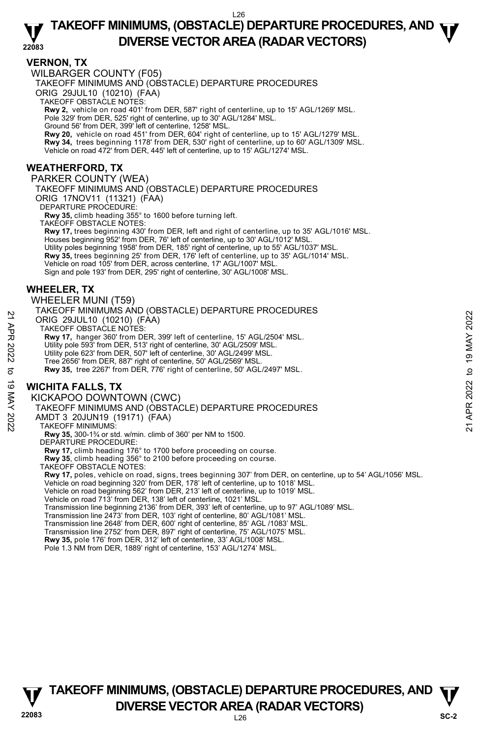## VERNON, TX

WILBARGER COUNTY (F05)

TAKEOFF MINIMUMS AND (OBSTACLE) DEPARTURE PROCEDURES

ORIG 29JUL10 (10210) (FAA)

TAKEOFF OBSTACLE NOTES:

**Rwy 2,** vehicle on road 401' from DER, 587' right of centerline, up to 15' AGL/1269' MSL.
Pole 329' from DER, 525' right of centerline, up to 30' AGL/1284' MSL.
Ground 56' from DER, 399' left of centerline, 1258' MSL.
**Rwy 20,** vehicle on road 451' from DER, 604' right of centerline, up to 15' AGL/1279' MSL.
**Rwy 34,** trees beginning 1178' from DER, 530' right of centerline, up to 60' AGL/1309' MSL.
Vehicle on road 472' from DER, 445' left of centerline, up to 15' AGL/1274' MSL.

## WEATHERFORD, TX

PARKER COUNTY (WEA)

TAKEOFF MINIMUMS AND (OBSTACLE) DEPARTURE PROCEDURES

ORIG 17NOV11 (11321) (FAA)

DEPARTURE PROCEDURE:

**Rwy 35,** climb heading 355° to 1600 before turning left.

TAKEOFF OBSTACLE NOTES:

**Rwy 17,** trees beginning 430' from DER, left and right of centerline, up to 35' AGL/1016' MSL.
Houses beginning 952' from DER, 76' left of centerline, up to 30' AGL/1012' MSL.
Utility poles beginning 1958' from DER, 185' right of centerline, up to 55' AGL/1037' MSL.
**Rwy 35,** trees beginning 25' from DER, 176' left of centerline, up to 35' AGL/1014' MSL.
Vehicle on road 105' from DER, across centerline, 17' AGL/1007' MSL.
Sign and pole 193' from DER, 295' right of centerline, 30' AGL/1008' MSL.

## WHEELER, TX

WHEELER MUNI (T59)

TAKEOFF MINIMUMS AND (OBSTACLE) DEPARTURE PROCEDURES

ORIG 29JUL10 (10210) (FAA)

TAKEOFF OBSTACLE NOTES:

**Rwy 17,** hanger 360' from DER, 399' left of centerline, 15' AGL/2504' MSL.
Utility pole 593' from DER, 513' right of centerline, 30' AGL/2509' MSL.
Utility pole 623' from DER, 507' left of centerline, 30' AGL/2499' MSL.
Tree 2656' from DER, 887' right of centerline, 50' AGL/2569' MSL.
**Rwy 35,** tree 2267' from DER, 776' right of centerline, 50' AGL/2497' MSL.

## WICHITA FALLS, TX

KICKAPOO DOWNTOWN (CWC)

TAKEOFF MINIMUMS AND (OBSTACLE) DEPARTURE PROCEDURES

AMDT 3 20JUN19 (19171) (FAA)

TAKEOFF MINIMUMS:

**Rwy 35,** 300-1¾ or std. w/min. climb of 360' per NM to 1500.

DEPARTURE PROCEDURE:

**Rwy 17,** climb heading 176° to 1700 before proceeding on course.
**Rwy 35**, climb heading 356° to 2100 before proceeding on course.

TAKEOFF OBSTACLE NOTES:

**Rwy 17,** poles, vehicle on road, signs, trees beginning 307' from DER, on centerline, up to 54' AGL/1056' MSL.
Vehicle on road beginning 320' from DER, 178' left of centerline, up to 1018' MSL.
Vehicle on road beginning 562' from DER, 213' left of centerline, up to 1019' MSL.
Vehicle on road 713' from DER, 138' left of centerline, 1021' MSL.
Transmission line beginning 2136' from DER, 393' left of centerline, up to 97' AGL/1089' MSL.
Transmission line 2473' from DER, 103' right of centerline, 80' AGL/1081' MSL.
Transmission line 2648' from DER, 600' right of centerline, 85' AGL /1083' MSL.
Transmission line 2752' from DER, 897' right of centerline, 75' AGL/1075' MSL.
**Rwy 35,** pole 176' from DER, 312' left of centerline, 33' AGL/1008' MSL.
Pole 1.3 NM from DER, 1889' right of centerline, 153' AGL/1274' MSL.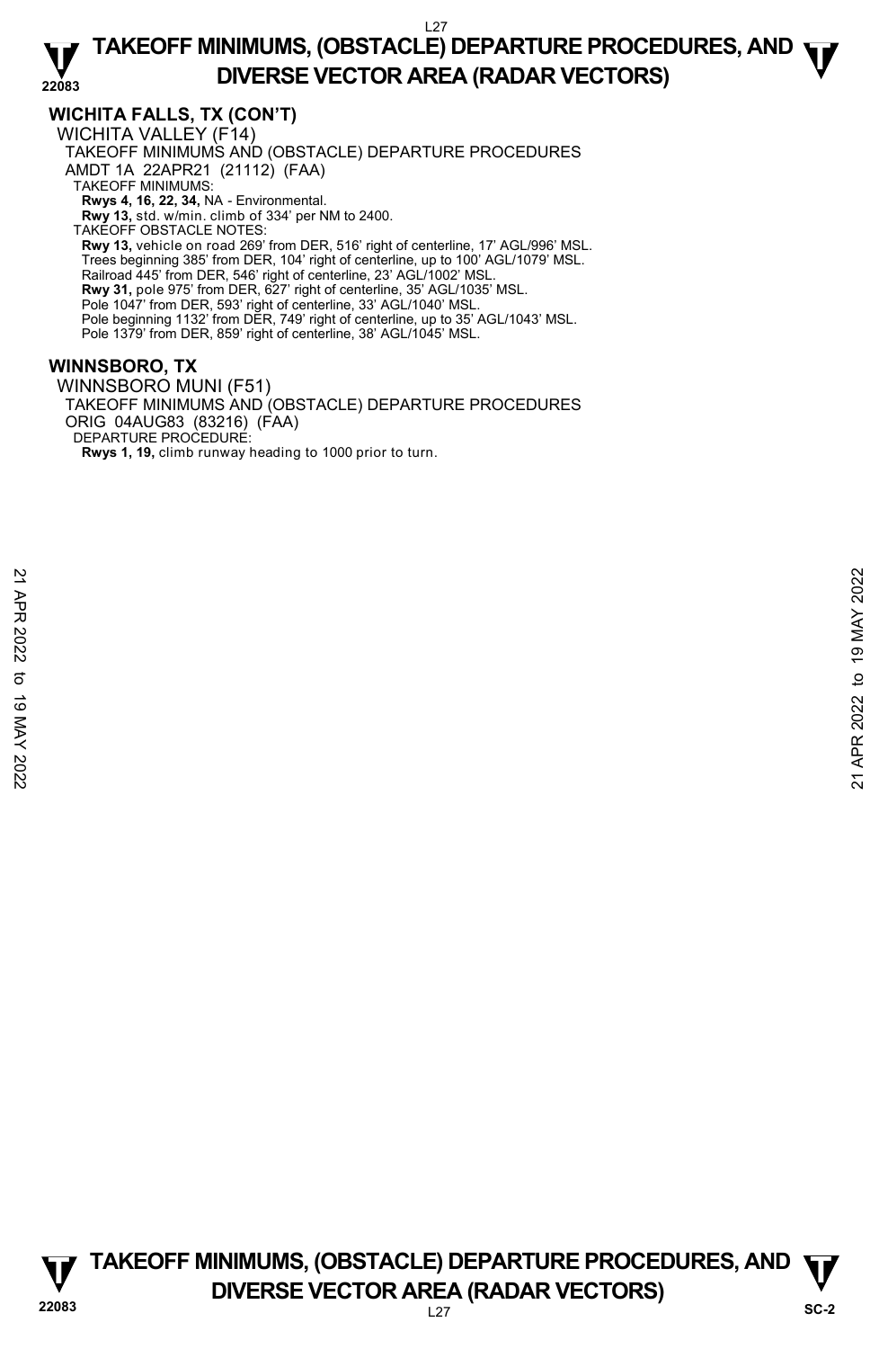## WICHITA FALLS, TX (CON'T)

WICHITA VALLEY (F14)

TAKEOFF MINIMUMS AND (OBSTACLE) DEPARTURE PROCEDURES

AMDT 1A 22APR21 (21112) (FAA)

TAKEOFF MINIMUMS:

**Rwys 4, 16, 22, 34,** NA - Environmental.

**Rwy 13,** std. w/min. climb of 334' per NM to 2400.

TAKEOFF OBSTACLE NOTES:

**Rwy 13,** vehicle on road 269' from DER, 516' right of centerline, 17' AGL/996' MSL.
Trees beginning 385' from DER, 104' right of centerline, up to 100' AGL/1079' MSL.
Railroad 445' from DER, 546' right of centerline, 23' AGL/1002' MSL.

**Rwy 31,** pole 975' from DER, 627' right of centerline, 35' AGL/1035' MSL.
Pole 1047' from DER, 593' right of centerline, 33' AGL/1040' MSL.
Pole beginning 1132' from DER, 749' right of centerline, up to 35' AGL/1043' MSL.
Pole 1379' from DER, 859' right of centerline, 38' AGL/1045' MSL.

## WINNSBORO, TX

WINNSBORO MUNI (F51)

TAKEOFF MINIMUMS AND (OBSTACLE) DEPARTURE PROCEDURES

ORIG 04AUG83 (83216) (FAA)

DEPARTURE PROCEDURE:

**Rwys 1, 19,** climb runway heading to 1000 prior to turn.